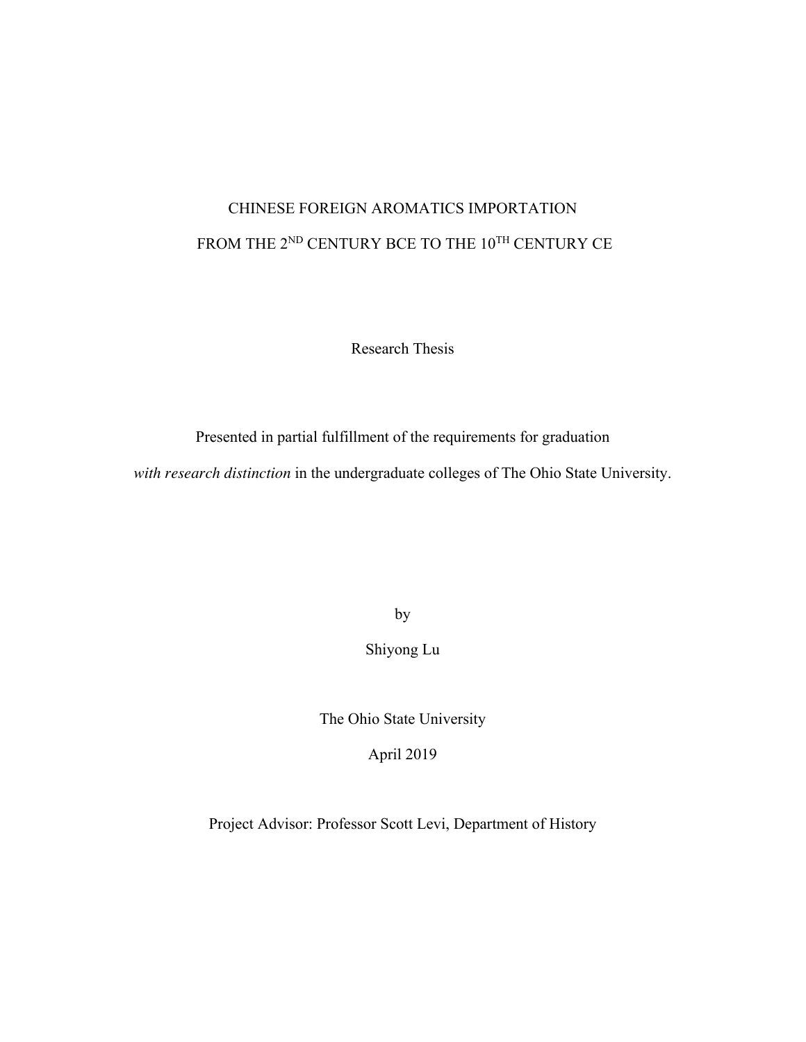# CHINESE FOREIGN AROMATICS IMPORTATION FROM THE 2ND CENTURY BCE TO THE 10TH CENTURY CE

Research Thesis

Presented in partial fulfillment of the requirements for graduation *with research distinction* in the undergraduate colleges of The Ohio State University.

by

Shiyong Lu

The Ohio State University

April 2019

Project Advisor: Professor Scott Levi, Department of History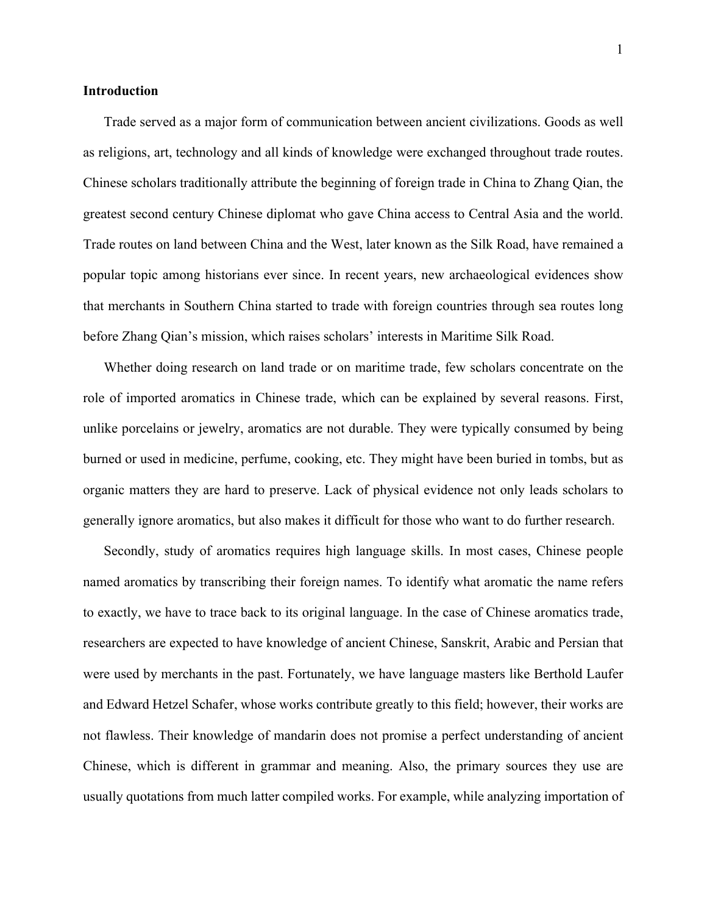**Introduction**

Trade served as a major form of communication between ancient civilizations. Goods as well as religions, art, technology and all kinds of knowledge were exchanged throughout trade routes. Chinese scholars traditionally attribute the beginning of foreign trade in China to Zhang Qian, the greatest second century Chinese diplomat who gave China access to Central Asia and the world. Trade routes on land between China and the West, later known as the Silk Road, have remained a popular topic among historians ever since. In recent years, new archaeological evidences show that merchants in Southern China started to trade with foreign countries through sea routes long before Zhang Qian's mission, which raises scholars' interests in Maritime Silk Road.

Whether doing research on land trade or on maritime trade, few scholars concentrate on the role of imported aromatics in Chinese trade, which can be explained by several reasons. First, unlike porcelains or jewelry, aromatics are not durable. They were typically consumed by being burned or used in medicine, perfume, cooking, etc. They might have been buried in tombs, but as organic matters they are hard to preserve. Lack of physical evidence not only leads scholars to generally ignore aromatics, but also makes it difficult for those who want to do further research.

Secondly, study of aromatics requires high language skills. In most cases, Chinese people named aromatics by transcribing their foreign names. To identify what aromatic the name refers to exactly, we have to trace back to its original language. In the case of Chinese aromatics trade, researchers are expected to have knowledge of ancient Chinese, Sanskrit, Arabic and Persian that were used by merchants in the past. Fortunately, we have language masters like Berthold Laufer and Edward Hetzel Schafer, whose works contribute greatly to this field; however, their works are not flawless. Their knowledge of mandarin does not promise a perfect understanding of ancient Chinese, which is different in grammar and meaning. Also, the primary sources they use are usually quotations from much latter compiled works. For example, while analyzing importation of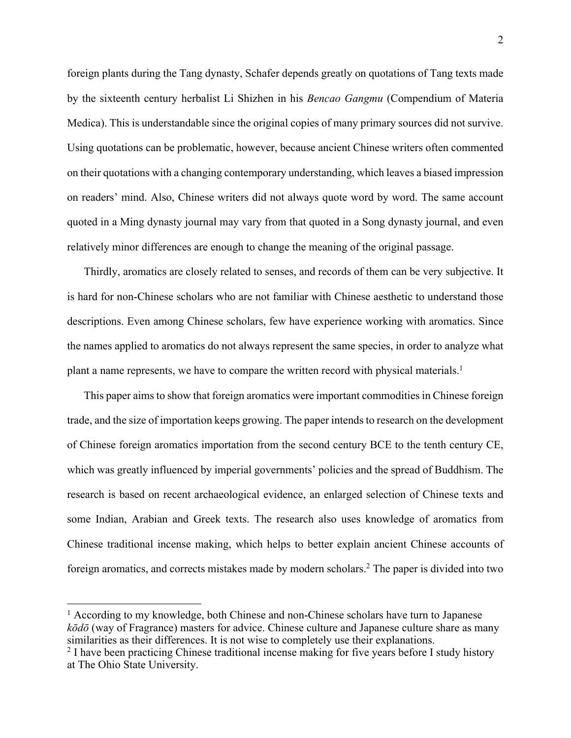foreign plants during the Tang dynasty, Schafer depends greatly on quotations of Tang texts made by the sixteenth century herbalist Li Shizhen in his *Bencao Gangmu* (Compendium of Materia Medica). This is understandable since the original copies of many primary sources did not survive. Using quotations can be problematic, however, because ancient Chinese writers often commented on their quotations with a changing contemporary understanding, which leaves a biased impression on readers' mind. Also, Chinese writers did not always quote word by word. The same account quoted in a Ming dynasty journal may vary from that quoted in a Song dynasty journal, and even relatively minor differences are enough to change the meaning of the original passage.

Thirdly, aromatics are closely related to senses, and records of them can be very subjective. It is hard for non-Chinese scholars who are not familiar with Chinese aesthetic to understand those descriptions. Even among Chinese scholars, few have experience working with aromatics. Since the names applied to aromatics do not always represent the same species, in order to analyze what plant a name represents, we have to compare the written record with physical materials.[1]

This paper aims to show that foreign aromatics were important commodities in Chinese foreign trade, and the size of importation keeps growing. The paper intends to research on the development of Chinese foreign aromatics importation from the second century BCE to the tenth century CE, which was greatly influenced by imperial governments' policies and the spread of Buddhism. The research is based on recent archaeological evidence, an enlarged selection of Chinese texts and some Indian, Arabian and Greek texts. The research also uses knowledge of aromatics from Chinese traditional incense making, which helps to better explain ancient Chinese accounts of foreign aromatics, and corrects mistakes made by modern scholars.[2] The paper is divided into two

[1] According to my knowledge, both Chinese and non-Chinese scholars have turn to Japanese *kōdō* (way of Fragrance) masters for advice. Chinese culture and Japanese culture share as many similarities as their differences. It is not wise to completely use their explanations.

[2] I have been practicing Chinese traditional incense making for five years before I study history at The Ohio State University.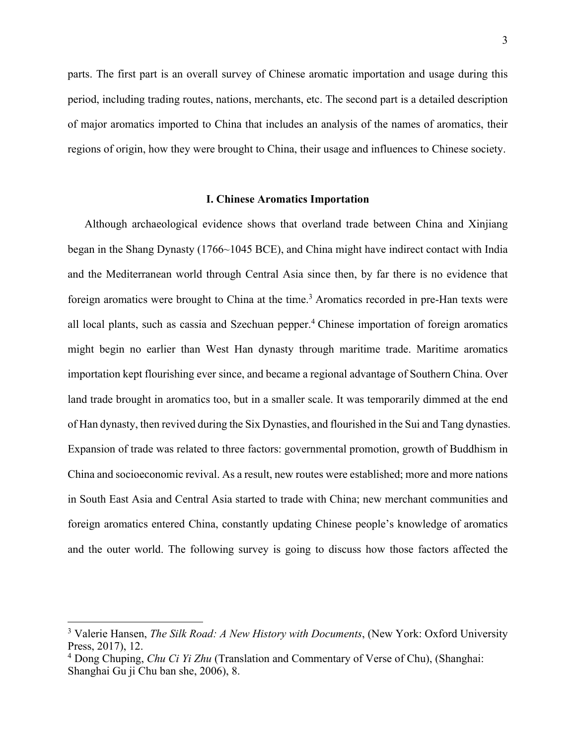parts. The first part is an overall survey of Chinese aromatic importation and usage during this period, including trading routes, nations, merchants, etc. The second part is a detailed description of major aromatics imported to China that includes an analysis of the names of aromatics, their regions of origin, how they were brought to China, their usage and influences to Chinese society.

## I. Chinese Aromatics Importation

Although archaeological evidence shows that overland trade between China and Xinjiang began in the Shang Dynasty (1766~1045 BCE), and China might have indirect contact with India and the Mediterranean world through Central Asia since then, by far there is no evidence that foreign aromatics were brought to China at the time.[3] Aromatics recorded in pre-Han texts were all local plants, such as cassia and Szechuan pepper.[4] Chinese importation of foreign aromatics might begin no earlier than West Han dynasty through maritime trade. Maritime aromatics importation kept flourishing ever since, and became a regional advantage of Southern China. Over land trade brought in aromatics too, but in a smaller scale. It was temporarily dimmed at the end of Han dynasty, then revived during the Six Dynasties, and flourished in the Sui and Tang dynasties. Expansion of trade was related to three factors: governmental promotion, growth of Buddhism in China and socioeconomic revival. As a result, new routes were established; more and more nations in South East Asia and Central Asia started to trade with China; new merchant communities and foreign aromatics entered China, constantly updating Chinese people's knowledge of aromatics and the outer world. The following survey is going to discuss how those factors affected the

[3] Valerie Hansen, *The Silk Road: A New History with Documents*, (New York: Oxford University Press, 2017), 12.

[4] Dong Chuping, *Chu Ci Yi Zhu* (Translation and Commentary of Verse of Chu), (Shanghai: Shanghai Gu ji Chu ban she, 2006), 8.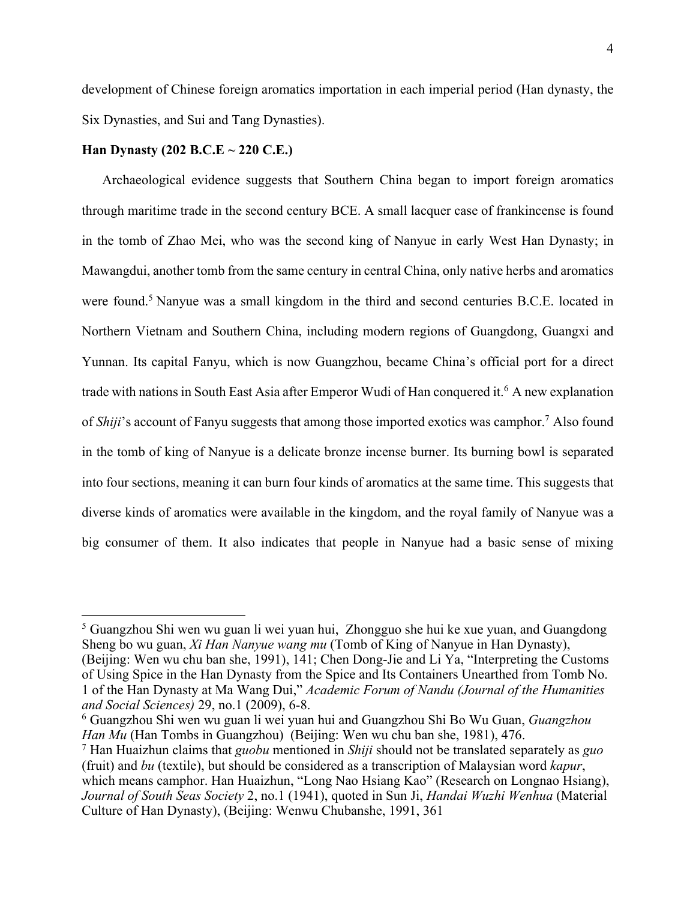development of Chinese foreign aromatics importation in each imperial period (Han dynasty, the Six Dynasties, and Sui and Tang Dynasties).

**Han Dynasty (202 B.C.E ~ 220 C.E.)**

Archaeological evidence suggests that Southern China began to import foreign aromatics through maritime trade in the second century BCE. A small lacquer case of frankincense is found in the tomb of Zhao Mei, who was the second king of Nanyue in early West Han Dynasty; in Mawangdui, another tomb from the same century in central China, only native herbs and aromatics were found.[5] Nanyue was a small kingdom in the third and second centuries B.C.E. located in Northern Vietnam and Southern China, including modern regions of Guangdong, Guangxi and Yunnan. Its capital Fanyu, which is now Guangzhou, became China's official port for a direct trade with nations in South East Asia after Emperor Wudi of Han conquered it.[6] A new explanation of *Shiji*'s account of Fanyu suggests that among those imported exotics was camphor.[7] Also found in the tomb of king of Nanyue is a delicate bronze incense burner. Its burning bowl is separated into four sections, meaning it can burn four kinds of aromatics at the same time. This suggests that diverse kinds of aromatics were available in the kingdom, and the royal family of Nanyue was a big consumer of them. It also indicates that people in Nanyue had a basic sense of mixing

---

[5] Guangzhou Shi wen wu guan li wei yuan hui, Zhongguo she hui ke xue yuan, and Guangdong Sheng bo wu guan, *Xi Han Nanyue wang mu* (Tomb of King of Nanyue in Han Dynasty), (Beijing: Wen wu chu ban she, 1991), 141; Chen Dong-Jie and Li Ya, "Interpreting the Customs of Using Spice in the Han Dynasty from the Spice and Its Containers Unearthed from Tomb No. 1 of the Han Dynasty at Ma Wang Dui," *Academic Forum of Nandu (Journal of the Humanities and Social Sciences)* 29, no.1 (2009), 6-8.

[6] Guangzhou Shi wen wu guan li wei yuan hui and Guangzhou Shi Bo Wu Guan, *Guangzhou Han Mu* (Han Tombs in Guangzhou) (Beijing: Wen wu chu ban she, 1981), 476.

[7] Han Huaizhun claims that *guobu* mentioned in *Shiji* should not be translated separately as *guo* (fruit) and *bu* (textile), but should be considered as a transcription of Malaysian word *kapur*, which means camphor. Han Huaizhun, "Long Nao Hsiang Kao" (Research on Longnao Hsiang), *Journal of South Seas Society* 2, no.1 (1941), quoted in Sun Ji, *Handai Wuzhi Wenhua* (Material Culture of Han Dynasty), (Beijing: Wenwu Chubanshe, 1991, 361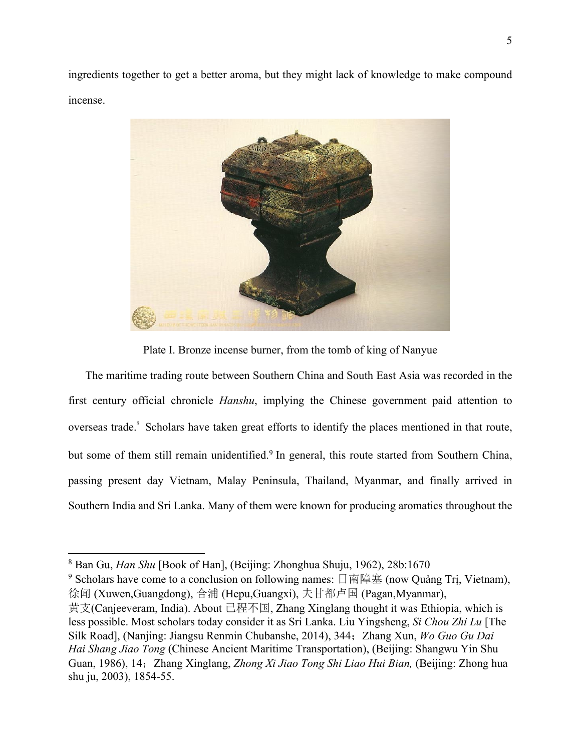ingredients together to get a better aroma, but they might lack of knowledge to make compound incense.

Plate I. Bronze incense burner, from the tomb of king of Nanyue

The maritime trading route between Southern China and South East Asia was recorded in the first century official chronicle *Hanshu*, implying the Chinese government paid attention to overseas trade.[8] Scholars have taken great efforts to identify the places mentioned in that route, but some of them still remain unidentified.[9] In general, this route started from Southern China, passing present day Vietnam, Malay Peninsula, Thailand, Myanmar, and finally arrived in Southern India and Sri Lanka. Many of them were known for producing aromatics throughout the

---

[8] Ban Gu, *Han Shu* [Book of Han], (Beijing: Zhonghua Shuju, 1962), 28b:1670

[9] Scholars have come to a conclusion on following names: 日南障塞 (now Quảng Trị, Vietnam), 徐闻 (Xuwen,Guangdong), 合浦 (Hepu,Guangxi), 夫甘都卢国 (Pagan,Myanmar), 黄支(Canjeeveram, India). About 已程不国, Zhang Xinglang thought it was Ethiopia, which is less possible. Most scholars today consider it as Sri Lanka. Liu Yingsheng, *Si Chou Zhi Lu* [The Silk Road], (Nanjing: Jiangsu Renmin Chubanshe, 2014), 344；Zhang Xun, *Wo Guo Gu Dai Hai Shang Jiao Tong* (Chinese Ancient Maritime Transportation), (Beijing: Shangwu Yin Shu Guan, 1986), 14；Zhang Xinglang, *Zhong Xi Jiao Tong Shi Liao Hui Bian,* (Beijing: Zhong hua shu ju, 2003), 1854-55.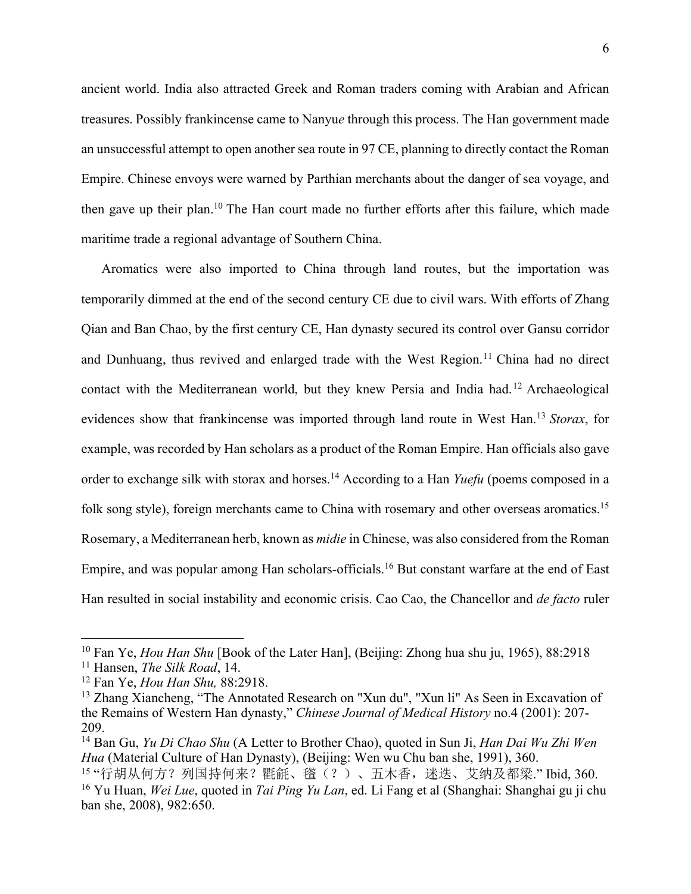ancient world. India also attracted Greek and Roman traders coming with Arabian and African treasures. Possibly frankincense came to Nanyu*e* through this process. The Han government made an unsuccessful attempt to open another sea route in 97 CE, planning to directly contact the Roman Empire. Chinese envoys were warned by Parthian merchants about the danger of sea voyage, and then gave up their plan.[10] The Han court made no further efforts after this failure, which made maritime trade a regional advantage of Southern China.

Aromatics were also imported to China through land routes, but the importation was temporarily dimmed at the end of the second century CE due to civil wars. With efforts of Zhang Qian and Ban Chao, by the first century CE, Han dynasty secured its control over Gansu corridor and Dunhuang, thus revived and enlarged trade with the West Region.[11] China had no direct contact with the Mediterranean world, but they knew Persia and India had.[12] Archaeological evidences show that frankincense was imported through land route in West Han.[13] *Storax*, for example, was recorded by Han scholars as a product of the Roman Empire. Han officials also gave order to exchange silk with storax and horses.[14] According to a Han *Yuefu* (poems composed in a folk song style), foreign merchants came to China with rosemary and other overseas aromatics.[15] Rosemary, a Mediterranean herb, known as *midie* in Chinese, was also considered from the Roman Empire, and was popular among Han scholars-officials.[16] But constant warfare at the end of East Han resulted in social instability and economic crisis. Cao Cao, the Chancellor and *de facto* ruler

---

[10] Fan Ye, *Hou Han Shu* [Book of the Later Han], (Beijing: Zhong hua shu ju, 1965), 88:2918

[11] Hansen, *The Silk Road*, 14.

[12] Fan Ye, *Hou Han Shu,* 88:2918.

[13] Zhang Xiancheng, "The Annotated Research on "Xun du", "Xun li" As Seen in Excavation of the Remains of Western Han dynasty," *Chinese Journal of Medical History* no.4 (2001): 207-209.

[14] Ban Gu, *Yu Di Chao Shu* (A Letter to Brother Chao), quoted in Sun Ji, *Han Dai Wu Zhi Wen Hua* (Material Culture of Han Dynasty), (Beijing: Wen wu Chu ban she, 1991), 360.

[15] "行胡从何方？列国持何来？氍毹、毾（？）、五木香，迷迭、艾纳及都梁." Ibid, 360.

[16] Yu Huan, *Wei Lue*, quoted in *Tai Ping Yu Lan*, ed. Li Fang et al (Shanghai: Shanghai gu ji chu ban she, 2008), 982:650.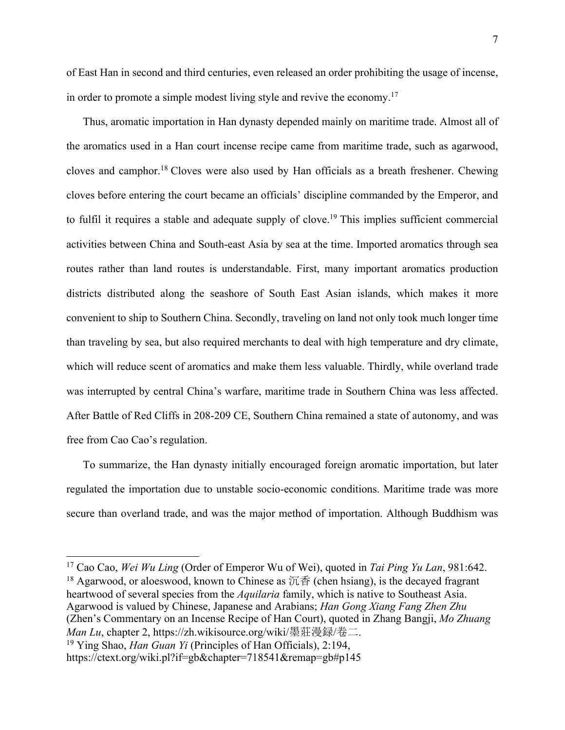of East Han in second and third centuries, even released an order prohibiting the usage of incense, in order to promote a simple modest living style and revive the economy.[17]

Thus, aromatic importation in Han dynasty depended mainly on maritime trade. Almost all of the aromatics used in a Han court incense recipe came from maritime trade, such as agarwood, cloves and camphor.[18] Cloves were also used by Han officials as a breath freshener. Chewing cloves before entering the court became an officials' discipline commanded by the Emperor, and to fulfil it requires a stable and adequate supply of clove.[19] This implies sufficient commercial activities between China and South-east Asia by sea at the time. Imported aromatics through sea routes rather than land routes is understandable. First, many important aromatics production districts distributed along the seashore of South East Asian islands, which makes it more convenient to ship to Southern China. Secondly, traveling on land not only took much longer time than traveling by sea, but also required merchants to deal with high temperature and dry climate, which will reduce scent of aromatics and make them less valuable. Thirdly, while overland trade was interrupted by central China's warfare, maritime trade in Southern China was less affected. After Battle of Red Cliffs in 208-209 CE, Southern China remained a state of autonomy, and was free from Cao Cao's regulation.

To summarize, the Han dynasty initially encouraged foreign aromatic importation, but later regulated the importation due to unstable socio-economic conditions. Maritime trade was more secure than overland trade, and was the major method of importation. Although Buddhism was

---

[17] Cao Cao, *Wei Wu Ling* (Order of Emperor Wu of Wei), quoted in *Tai Ping Yu Lan*, 981:642.

[18] Agarwood, or aloeswood, known to Chinese as 沉香 (chen hsiang), is the decayed fragrant heartwood of several species from the *Aquilaria* family, which is native to Southeast Asia. Agarwood is valued by Chinese, Japanese and Arabians; *Han Gong Xiang Fang Zhen Zhu* (Zhen's Commentary on an Incense Recipe of Han Court), quoted in Zhang Bangji, *Mo Zhuang Man Lu*, chapter 2, https://zh.wikisource.org/wiki/墨莊漫錄/卷二.

[19] Ying Shao, *Han Guan Yi* (Principles of Han Officials), 2:194, https://ctext.org/wiki.pl?if=gb&chapter=718541&remap=gb#p145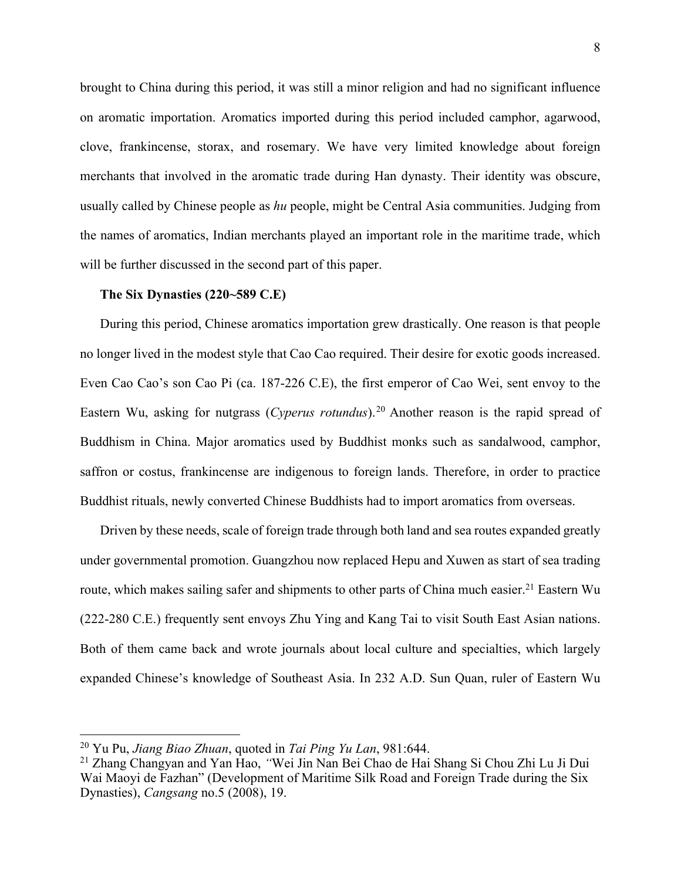brought to China during this period, it was still a minor religion and had no significant influence on aromatic importation. Aromatics imported during this period included camphor, agarwood, clove, frankincense, storax, and rosemary. We have very limited knowledge about foreign merchants that involved in the aromatic trade during Han dynasty. Their identity was obscure, usually called by Chinese people as *hu* people, might be Central Asia communities. Judging from the names of aromatics, Indian merchants played an important role in the maritime trade, which will be further discussed in the second part of this paper.

**The Six Dynasties (220~589 C.E)**

During this period, Chinese aromatics importation grew drastically. One reason is that people no longer lived in the modest style that Cao Cao required. Their desire for exotic goods increased. Even Cao Cao's son Cao Pi (ca. 187-226 C.E), the first emperor of Cao Wei, sent envoy to the Eastern Wu, asking for nutgrass (*Cyperus rotundus*).[20] Another reason is the rapid spread of Buddhism in China. Major aromatics used by Buddhist monks such as sandalwood, camphor, saffron or costus, frankincense are indigenous to foreign lands. Therefore, in order to practice Buddhist rituals, newly converted Chinese Buddhists had to import aromatics from overseas.

Driven by these needs, scale of foreign trade through both land and sea routes expanded greatly under governmental promotion. Guangzhou now replaced Hepu and Xuwen as start of sea trading route, which makes sailing safer and shipments to other parts of China much easier.[21] Eastern Wu (222-280 C.E.) frequently sent envoys Zhu Ying and Kang Tai to visit South East Asian nations. Both of them came back and wrote journals about local culture and specialties, which largely expanded Chinese's knowledge of Southeast Asia. In 232 A.D. Sun Quan, ruler of Eastern Wu

---

[20] Yu Pu, *Jiang Biao Zhuan*, quoted in *Tai Ping Yu Lan*, 981:644.

[21] Zhang Changyan and Yan Hao, "Wei Jin Nan Bei Chao de Hai Shang Si Chou Zhi Lu Ji Dui Wai Maoyi de Fazhan" (Development of Maritime Silk Road and Foreign Trade during the Six Dynasties), *Cangsang* no.5 (2008), 19.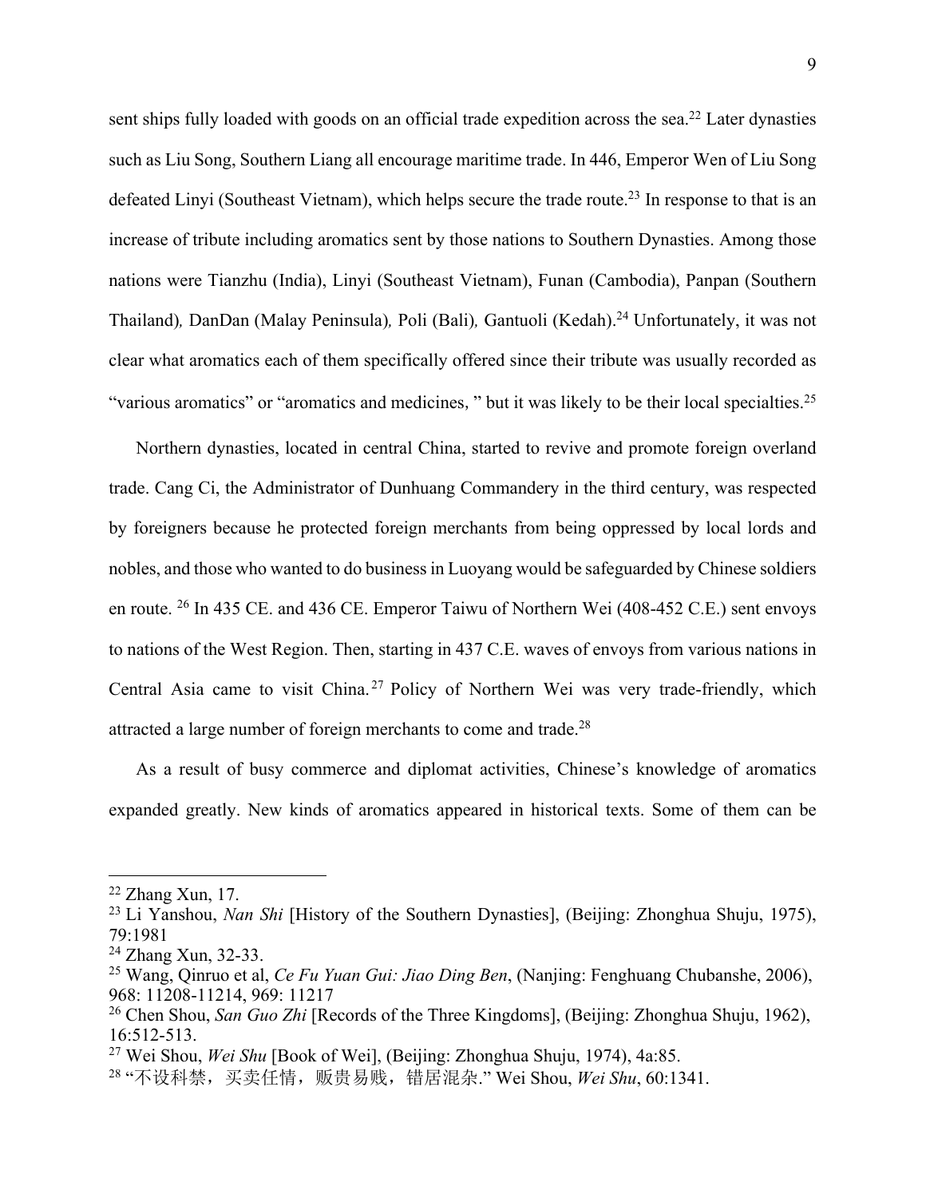sent ships fully loaded with goods on an official trade expedition across the sea.[22] Later dynasties such as Liu Song, Southern Liang all encourage maritime trade. In 446, Emperor Wen of Liu Song defeated Linyi (Southeast Vietnam), which helps secure the trade route.[23] In response to that is an increase of tribute including aromatics sent by those nations to Southern Dynasties. Among those nations were Tianzhu (India), Linyi (Southeast Vietnam), Funan (Cambodia), Panpan (Southern Thailand), DanDan (Malay Peninsula), Poli (Bali), Gantuoli (Kedah).[24] Unfortunately, it was not clear what aromatics each of them specifically offered since their tribute was usually recorded as "various aromatics" or "aromatics and medicines, " but it was likely to be their local specialties.[25]

Northern dynasties, located in central China, started to revive and promote foreign overland trade. Cang Ci, the Administrator of Dunhuang Commandery in the third century, was respected by foreigners because he protected foreign merchants from being oppressed by local lords and nobles, and those who wanted to do business in Luoyang would be safeguarded by Chinese soldiers en route. [26] In 435 CE. and 436 CE. Emperor Taiwu of Northern Wei (408-452 C.E.) sent envoys to nations of the West Region. Then, starting in 437 C.E. waves of envoys from various nations in Central Asia came to visit China.[27] Policy of Northern Wei was very trade-friendly, which attracted a large number of foreign merchants to come and trade.[28]

As a result of busy commerce and diplomat activities, Chinese's knowledge of aromatics expanded greatly. New kinds of aromatics appeared in historical texts. Some of them can be

---

[22] Zhang Xun, 17.

[23] Li Yanshou, *Nan Shi* [History of the Southern Dynasties], (Beijing: Zhonghua Shuju, 1975), 79:1981

[24] Zhang Xun, 32-33.

[25] Wang, Qinruo et al, *Ce Fu Yuan Gui: Jiao Ding Ben*, (Nanjing: Fenghuang Chubanshe, 2006), 968: 11208-11214, 969: 11217

[26] Chen Shou, *San Guo Zhi* [Records of the Three Kingdoms], (Beijing: Zhonghua Shuju, 1962), 16:512-513.

[27] Wei Shou, *Wei Shu* [Book of Wei], (Beijing: Zhonghua Shuju, 1974), 4a:85.

[28] "不设科禁，买卖任情，贩贵易贱，错居混杂." Wei Shou, *Wei Shu*, 60:1341.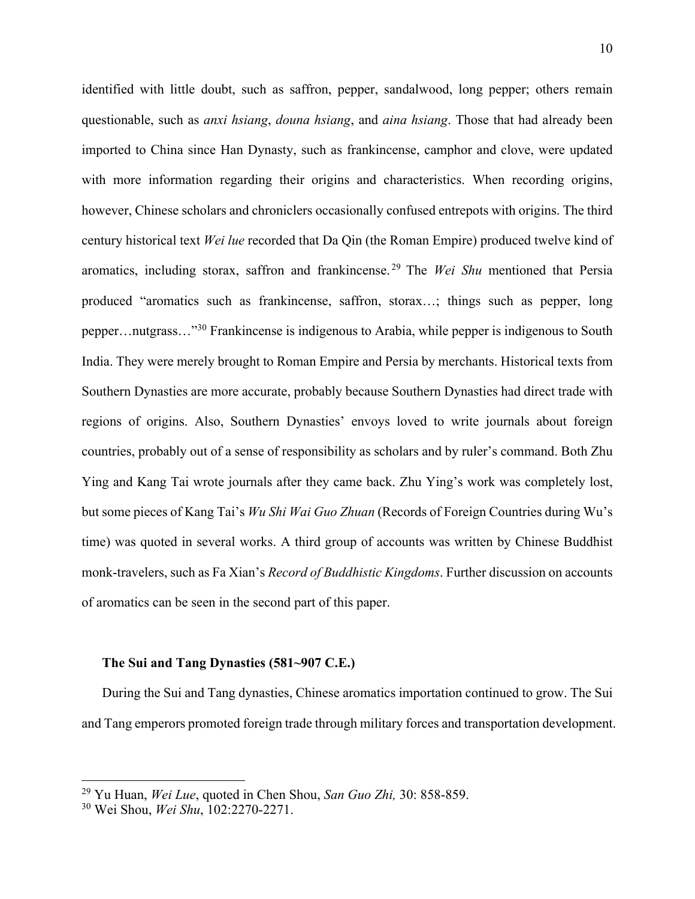identified with little doubt, such as saffron, pepper, sandalwood, long pepper; others remain questionable, such as *anxi hsiang*, *douna hsiang*, and *aina hsiang*. Those that had already been imported to China since Han Dynasty, such as frankincense, camphor and clove, were updated with more information regarding their origins and characteristics. When recording origins, however, Chinese scholars and chroniclers occasionally confused entrepots with origins. The third century historical text *Wei lue* recorded that Da Qin (the Roman Empire) produced twelve kind of aromatics, including storax, saffron and frankincense.[29] The *Wei Shu* mentioned that Persia produced "aromatics such as frankincense, saffron, storax…; things such as pepper, long pepper…nutgrass…"[30] Frankincense is indigenous to Arabia, while pepper is indigenous to South India. They were merely brought to Roman Empire and Persia by merchants. Historical texts from Southern Dynasties are more accurate, probably because Southern Dynasties had direct trade with regions of origins. Also, Southern Dynasties' envoys loved to write journals about foreign countries, probably out of a sense of responsibility as scholars and by ruler's command. Both Zhu Ying and Kang Tai wrote journals after they came back. Zhu Ying's work was completely lost, but some pieces of Kang Tai's *Wu Shi Wai Guo Zhuan* (Records of Foreign Countries during Wu's time) was quoted in several works. A third group of accounts was written by Chinese Buddhist monk-travelers, such as Fa Xian's *Record of Buddhistic Kingdoms*. Further discussion on accounts of aromatics can be seen in the second part of this paper.

### The Sui and Tang Dynasties (581~907 C.E.)

During the Sui and Tang dynasties, Chinese aromatics importation continued to grow. The Sui and Tang emperors promoted foreign trade through military forces and transportation development.

---

[29] Yu Huan, *Wei Lue*, quoted in Chen Shou, *San Guo Zhi,* 30: 858-859.

[30] Wei Shou, *Wei Shu*, 102:2270-2271.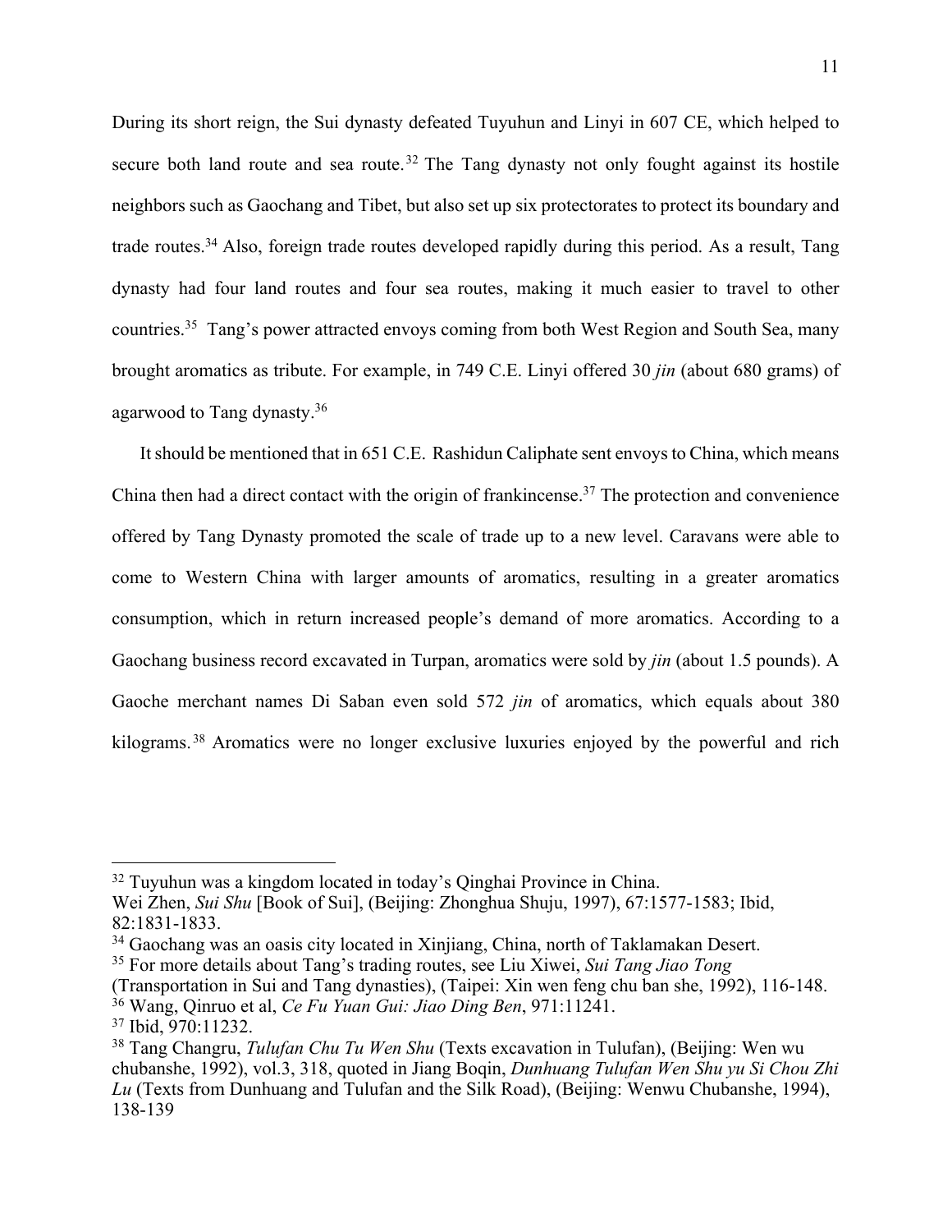During its short reign, the Sui dynasty defeated Tuyuhun and Linyi in 607 CE, which helped to secure both land route and sea route.[32] The Tang dynasty not only fought against its hostile neighbors such as Gaochang and Tibet, but also set up six protectorates to protect its boundary and trade routes.[34] Also, foreign trade routes developed rapidly during this period. As a result, Tang dynasty had four land routes and four sea routes, making it much easier to travel to other countries.[35] Tang's power attracted envoys coming from both West Region and South Sea, many brought aromatics as tribute. For example, in 749 C.E. Linyi offered 30 *jin* (about 680 grams) of agarwood to Tang dynasty.[36]

It should be mentioned that in 651 C.E. Rashidun Caliphate sent envoys to China, which means China then had a direct contact with the origin of frankincense.[37] The protection and convenience offered by Tang Dynasty promoted the scale of trade up to a new level. Caravans were able to come to Western China with larger amounts of aromatics, resulting in a greater aromatics consumption, which in return increased people's demand of more aromatics. According to a Gaochang business record excavated in Turpan, aromatics were sold by *jin* (about 1.5 pounds). A Gaoche merchant names Di Saban even sold 572 *jin* of aromatics, which equals about 380 kilograms.[38] Aromatics were no longer exclusive luxuries enjoyed by the powerful and rich

---

[32] Tuyuhun was a kingdom located in today's Qinghai Province in China.
Wei Zhen, *Sui Shu* [Book of Sui], (Beijing: Zhonghua Shuju, 1997), 67:1577-1583; Ibid, 82:1831-1833.

[34] Gaochang was an oasis city located in Xinjiang, China, north of Taklamakan Desert.

[35] For more details about Tang's trading routes, see Liu Xiwei, *Sui Tang Jiao Tong* (Transportation in Sui and Tang dynasties), (Taipei: Xin wen feng chu ban she, 1992), 116-148.

[36] Wang, Qinruo et al, *Ce Fu Yuan Gui: Jiao Ding Ben*, 971:11241.

[37] Ibid, 970:11232.

[38] Tang Changru, *Tulufan Chu Tu Wen Shu* (Texts excavation in Tulufan), (Beijing: Wen wu chubanshe, 1992), vol.3, 318, quoted in Jiang Boqin, *Dunhuang Tulufan Wen Shu yu Si Chou Zhi Lu* (Texts from Dunhuang and Tulufan and the Silk Road), (Beijing: Wenwu Chubanshe, 1994), 138-139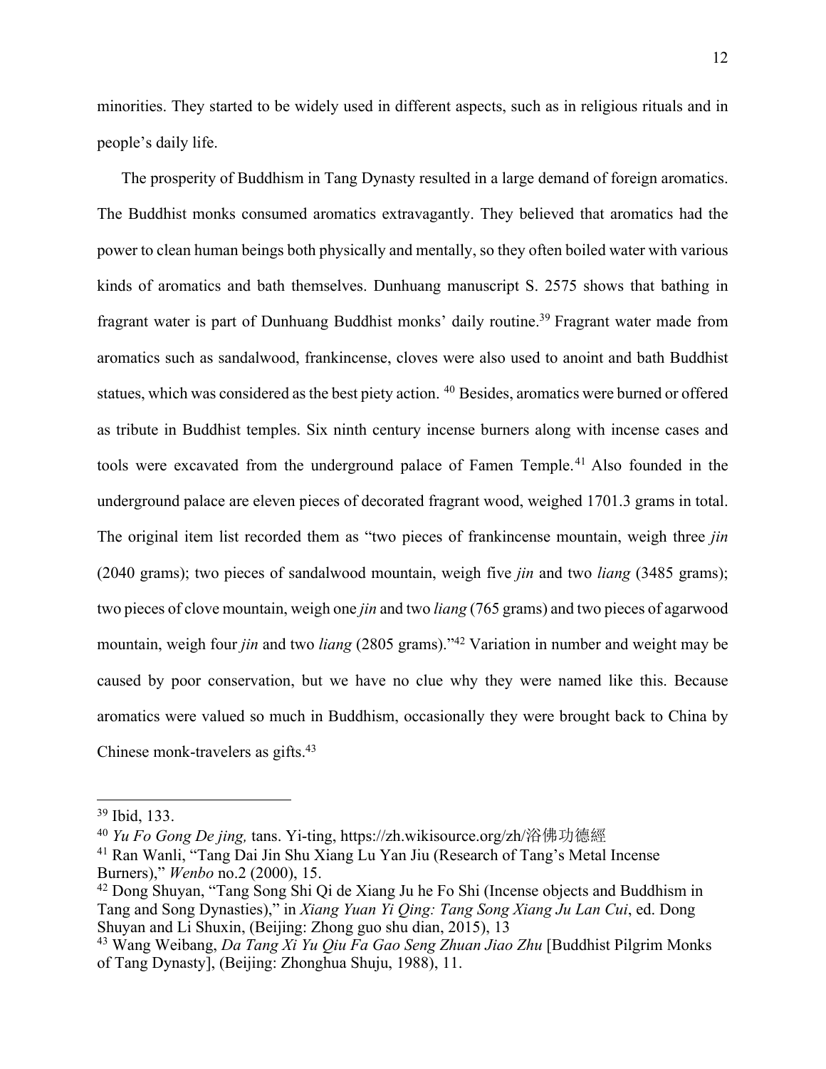minorities. They started to be widely used in different aspects, such as in religious rituals and in people's daily life.

The prosperity of Buddhism in Tang Dynasty resulted in a large demand of foreign aromatics. The Buddhist monks consumed aromatics extravagantly. They believed that aromatics had the power to clean human beings both physically and mentally, so they often boiled water with various kinds of aromatics and bath themselves. Dunhuang manuscript S. 2575 shows that bathing in fragrant water is part of Dunhuang Buddhist monks' daily routine.[39] Fragrant water made from aromatics such as sandalwood, frankincense, cloves were also used to anoint and bath Buddhist statues, which was considered as the best piety action.[40] Besides, aromatics were burned or offered as tribute in Buddhist temples. Six ninth century incense burners along with incense cases and tools were excavated from the underground palace of Famen Temple.[41] Also founded in the underground palace are eleven pieces of decorated fragrant wood, weighed 1701.3 grams in total. The original item list recorded them as "two pieces of frankincense mountain, weigh three *jin* (2040 grams); two pieces of sandalwood mountain, weigh five *jin* and two *liang* (3485 grams); two pieces of clove mountain, weigh one *jin* and two *liang* (765 grams) and two pieces of agarwood mountain, weigh four *jin* and two *liang* (2805 grams)."[42] Variation in number and weight may be caused by poor conservation, but we have no clue why they were named like this. Because aromatics were valued so much in Buddhism, occasionally they were brought back to China by Chinese monk-travelers as gifts.[43]

---

[39] Ibid, 133.

[40] *Yu Fo Gong De jing,* tans. Yi-ting, https://zh.wikisource.org/zh/浴佛功德經

[41] Ran Wanli, "Tang Dai Jin Shu Xiang Lu Yan Jiu (Research of Tang's Metal Incense Burners)," *Wenbo* no.2 (2000), 15.

[42] Dong Shuyan, "Tang Song Shi Qi de Xiang Ju he Fo Shi (Incense objects and Buddhism in Tang and Song Dynasties)," in *Xiang Yuan Yi Qing: Tang Song Xiang Ju Lan Cui*, ed. Dong Shuyan and Li Shuxin, (Beijing: Zhong guo shu dian, 2015), 13

[43] Wang Weibang, *Da Tang Xi Yu Qiu Fa Gao Seng Zhuan Jiao Zhu* [Buddhist Pilgrim Monks of Tang Dynasty], (Beijing: Zhonghua Shuju, 1988), 11.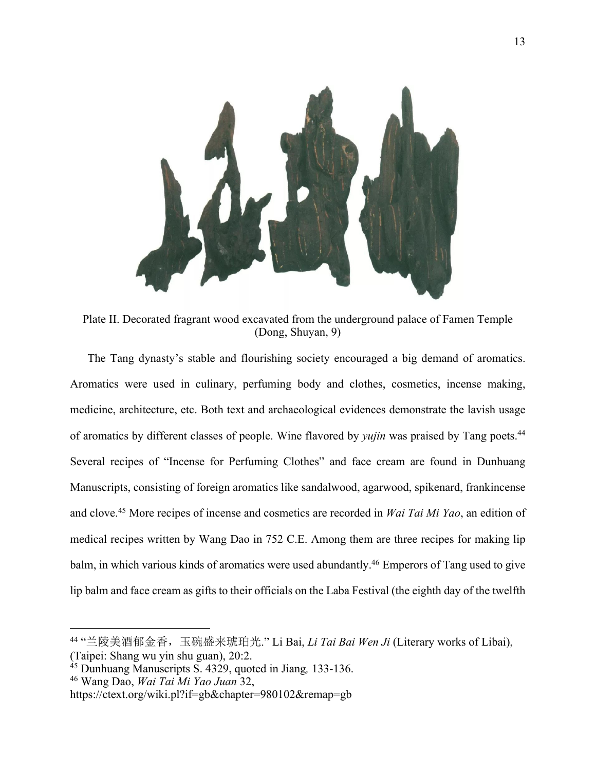Plate II. Decorated fragrant wood excavated from the underground palace of Famen Temple (Dong, Shuyan, 9)

The Tang dynasty's stable and flourishing society encouraged a big demand of aromatics. Aromatics were used in culinary, perfuming body and clothes, cosmetics, incense making, medicine, architecture, etc. Both text and archaeological evidences demonstrate the lavish usage of aromatics by different classes of people. Wine flavored by *yujin* was praised by Tang poets.[44] Several recipes of "Incense for Perfuming Clothes" and face cream are found in Dunhuang Manuscripts, consisting of foreign aromatics like sandalwood, agarwood, spikenard, frankincense and clove.[45] More recipes of incense and cosmetics are recorded in *Wai Tai Mi Yao*, an edition of medical recipes written by Wang Dao in 752 C.E. Among them are three recipes for making lip balm, in which various kinds of aromatics were used abundantly.[46] Emperors of Tang used to give lip balm and face cream as gifts to their officials on the Laba Festival (the eighth day of the twelfth

---

[44] "兰陵美酒郁金香，玉碗盛来琥珀光." Li Bai, *Li Tai Bai Wen Ji* (Literary works of Libai), (Taipei: Shang wu yin shu guan), 20:2.

[45] Dunhuang Manuscripts S. 4329, quoted in Jiang*,* 133-136.

[46] Wang Dao, *Wai Tai Mi Yao Juan* 32, https://ctext.org/wiki.pl?if=gb&chapter=980102&remap=gb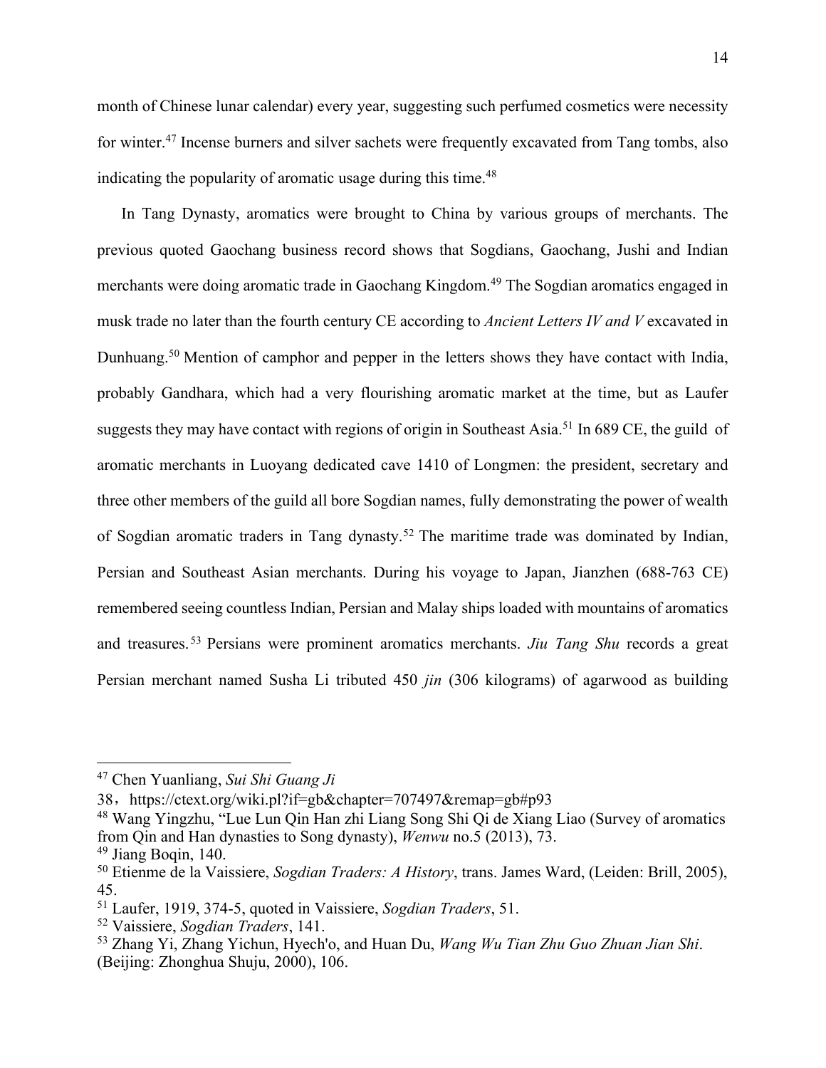month of Chinese lunar calendar) every year, suggesting such perfumed cosmetics were necessity for winter.[47] Incense burners and silver sachets were frequently excavated from Tang tombs, also indicating the popularity of aromatic usage during this time.[48]

In Tang Dynasty, aromatics were brought to China by various groups of merchants. The previous quoted Gaochang business record shows that Sogdians, Gaochang, Jushi and Indian merchants were doing aromatic trade in Gaochang Kingdom.[49] The Sogdian aromatics engaged in musk trade no later than the fourth century CE according to *Ancient Letters IV and V* excavated in Dunhuang.[50] Mention of camphor and pepper in the letters shows they have contact with India, probably Gandhara, which had a very flourishing aromatic market at the time, but as Laufer suggests they may have contact with regions of origin in Southeast Asia.[51] In 689 CE, the guild of aromatic merchants in Luoyang dedicated cave 1410 of Longmen: the president, secretary and three other members of the guild all bore Sogdian names, fully demonstrating the power of wealth of Sogdian aromatic traders in Tang dynasty.[52] The maritime trade was dominated by Indian, Persian and Southeast Asian merchants. During his voyage to Japan, Jianzhen (688-763 CE) remembered seeing countless Indian, Persian and Malay ships loaded with mountains of aromatics and treasures.[53] Persians were prominent aromatics merchants. *Jiu Tang Shu* records a great Persian merchant named Susha Li tributed 450 *jin* (306 kilograms) of agarwood as building

---

[47] Chen Yuanliang, *Sui Shi Guang Ji* 38，https://ctext.org/wiki.pl?if=gb&chapter=707497&remap=gb#p93

[48] Wang Yingzhu, "Lue Lun Qin Han zhi Liang Song Shi Qi de Xiang Liao (Survey of aromatics from Qin and Han dynasties to Song dynasty), *Wenwu* no.5 (2013), 73.

[49] Jiang Boqin, 140.

[50] Etienme de la Vaissiere, *Sogdian Traders: A History*, trans. James Ward, (Leiden: Brill, 2005), 45.

[51] Laufer, 1919, 374-5, quoted in Vaissiere, *Sogdian Traders*, 51.

[52] Vaissiere, *Sogdian Traders*, 141.

[53] Zhang Yi, Zhang Yichun, Hyech'o, and Huan Du, *Wang Wu Tian Zhu Guo Zhuan Jian Shi*. (Beijing: Zhonghua Shuju, 2000), 106.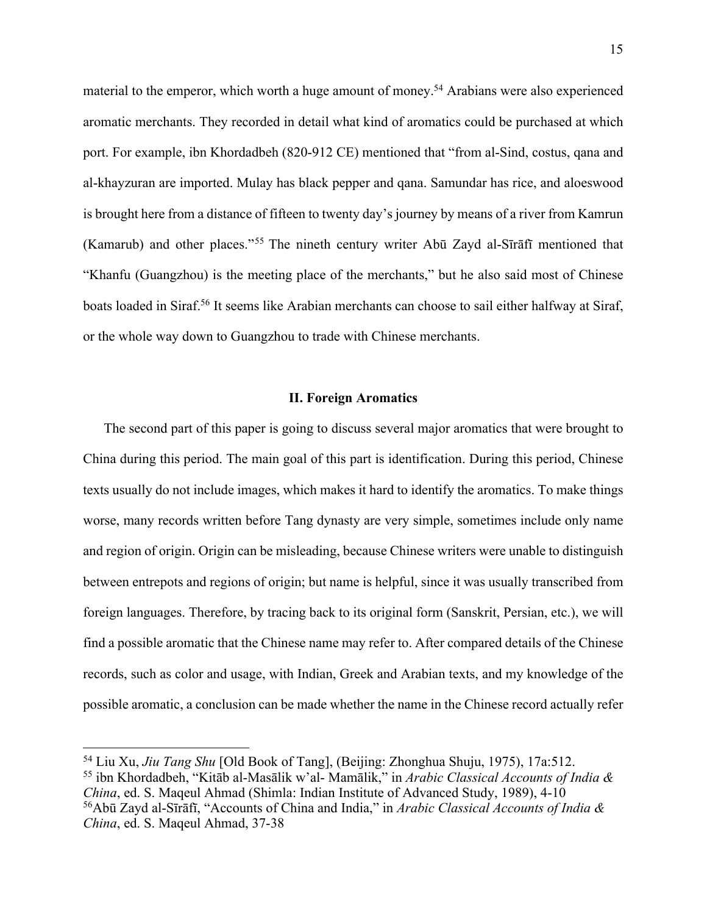material to the emperor, which worth a huge amount of money.[54] Arabians were also experienced aromatic merchants. They recorded in detail what kind of aromatics could be purchased at which port. For example, ibn Khordadbeh (820-912 CE) mentioned that "from al-Sind, costus, qana and al-khayzuran are imported. Mulay has black pepper and qana. Samundar has rice, and aloeswood is brought here from a distance of fifteen to twenty day's journey by means of a river from Kamrun (Kamarub) and other places."[55] The nineth century writer Abū Zayd al-Sīrāfī mentioned that "Khanfu (Guangzhou) is the meeting place of the merchants," but he also said most of Chinese boats loaded in Siraf.[56] It seems like Arabian merchants can choose to sail either halfway at Siraf, or the whole way down to Guangzhou to trade with Chinese merchants.

## II. Foreign Aromatics

The second part of this paper is going to discuss several major aromatics that were brought to China during this period. The main goal of this part is identification. During this period, Chinese texts usually do not include images, which makes it hard to identify the aromatics. To make things worse, many records written before Tang dynasty are very simple, sometimes include only name and region of origin. Origin can be misleading, because Chinese writers were unable to distinguish between entrepots and regions of origin; but name is helpful, since it was usually transcribed from foreign languages. Therefore, by tracing back to its original form (Sanskrit, Persian, etc.), we will find a possible aromatic that the Chinese name may refer to. After compared details of the Chinese records, such as color and usage, with Indian, Greek and Arabian texts, and my knowledge of the possible aromatic, a conclusion can be made whether the name in the Chinese record actually refer

---

[54] Liu Xu, *Jiu Tang Shu* [Old Book of Tang], (Beijing: Zhonghua Shuju, 1975), 17a:512.

[55] ibn Khordadbeh, "Kitāb al-Masālik w'al- Mamālik," in *Arabic Classical Accounts of India & China*, ed. S. Maqeul Ahmad (Shimla: Indian Institute of Advanced Study, 1989), 4-10

[56] Abū Zayd al-Sīrāfī, "Accounts of China and India," in *Arabic Classical Accounts of India & China*, ed. S. Maqeul Ahmad, 37-38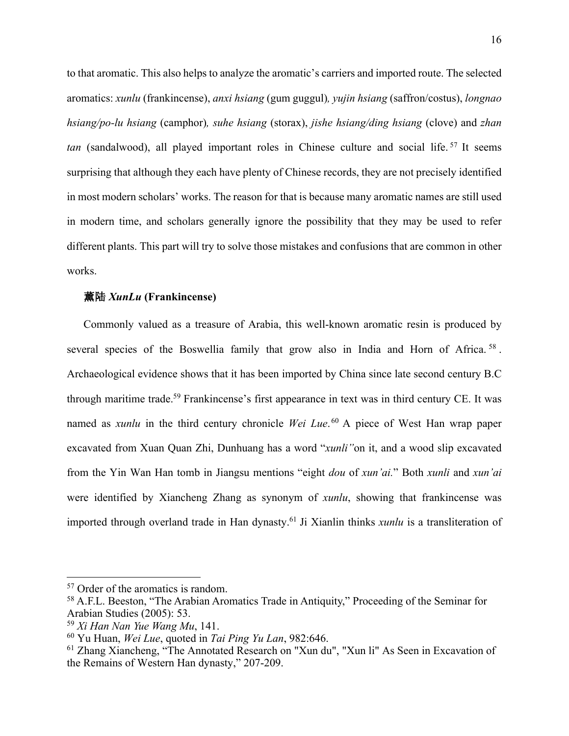to that aromatic. This also helps to analyze the aromatic's carriers and imported route. The selected aromatics: *xunlu* (frankincense), *anxi hsiang* (gum guggul)*, yujin hsiang* (saffron/costus), *longnao hsiang/po-lu hsiang* (camphor)*, suhe hsiang* (storax), *jishe hsiang/ding hsiang* (clove) and *zhan tan* (sandalwood), all played important roles in Chinese culture and social life.[57] It seems surprising that although they each have plenty of Chinese records, they are not precisely identified in most modern scholars' works. The reason for that is because many aromatic names are still used in modern time, and scholars generally ignore the possibility that they may be used to refer different plants. This part will try to solve those mistakes and confusions that are common in other works.

**薰陆 *XunLu* (Frankincense)**

Commonly valued as a treasure of Arabia, this well-known aromatic resin is produced by several species of the Boswellia family that grow also in India and Horn of Africa.[58]. Archaeological evidence shows that it has been imported by China since late second century B.C through maritime trade.[59] Frankincense's first appearance in text was in third century CE. It was named as *xunlu* in the third century chronicle *Wei Lue*.[60] A piece of West Han wrap paper excavated from Xuan Quan Zhi, Dunhuang has a word "*xunli"*on it, and a wood slip excavated from the Yin Wan Han tomb in Jiangsu mentions "eight *dou* of *xun'ai.*" Both *xunli* and *xun'ai* were identified by Xiancheng Zhang as synonym of *xunlu*, showing that frankincense was imported through overland trade in Han dynasty.[61] Ji Xianlin thinks *xunlu* is a transliteration of

---

[57] Order of the aromatics is random.

[58] A.F.L. Beeston, "The Arabian Aromatics Trade in Antiquity," Proceeding of the Seminar for Arabian Studies (2005): 53.

[59] *Xi Han Nan Yue Wang Mu*, 141.

[60] Yu Huan, *Wei Lue*, quoted in *Tai Ping Yu Lan*, 982:646.

[61] Zhang Xiancheng, "The Annotated Research on "Xun du", "Xun li" As Seen in Excavation of the Remains of Western Han dynasty," 207-209.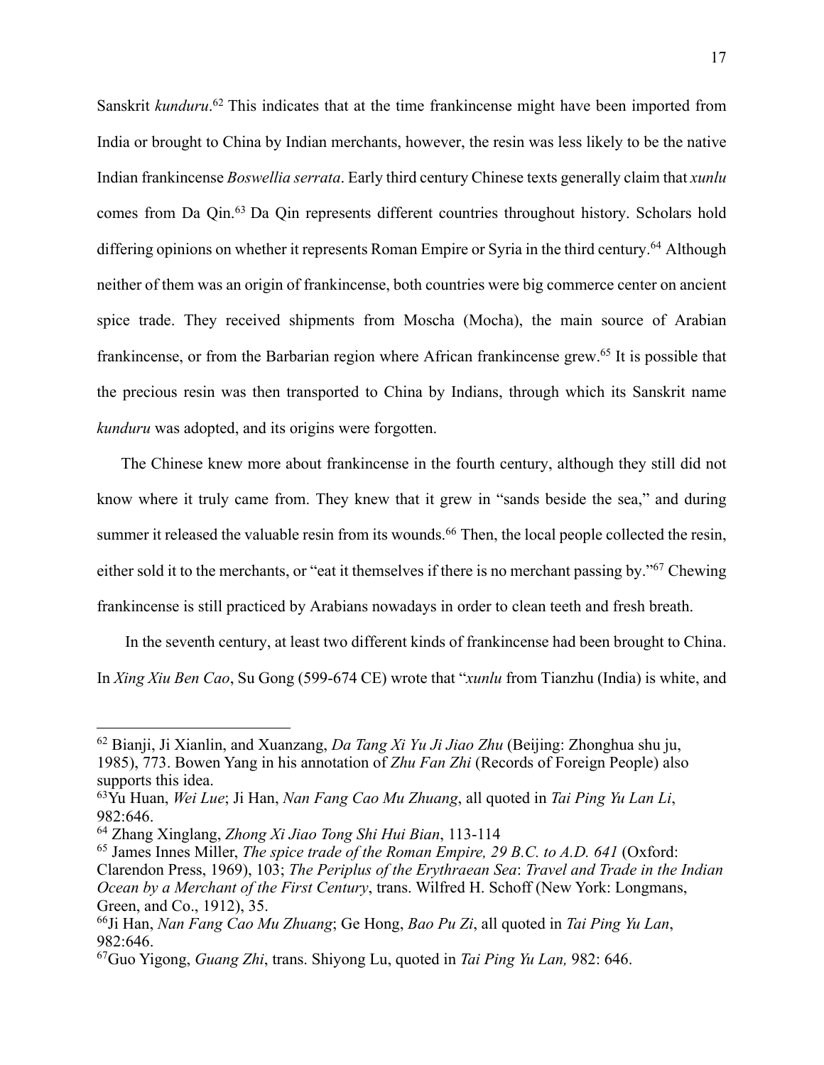Sanskrit *kunduru*.[62] This indicates that at the time frankincense might have been imported from India or brought to China by Indian merchants, however, the resin was less likely to be the native Indian frankincense *Boswellia serrata*. Early third century Chinese texts generally claim that *xunlu* comes from Da Qin.[63] Da Qin represents different countries throughout history. Scholars hold differing opinions on whether it represents Roman Empire or Syria in the third century.[64] Although neither of them was an origin of frankincense, both countries were big commerce center on ancient spice trade. They received shipments from Moscha (Mocha), the main source of Arabian frankincense, or from the Barbarian region where African frankincense grew.[65] It is possible that the precious resin was then transported to China by Indians, through which its Sanskrit name *kunduru* was adopted, and its origins were forgotten.

The Chinese knew more about frankincense in the fourth century, although they still did not know where it truly came from. They knew that it grew in "sands beside the sea," and during summer it released the valuable resin from its wounds.[66] Then, the local people collected the resin, either sold it to the merchants, or "eat it themselves if there is no merchant passing by."[67] Chewing frankincense is still practiced by Arabians nowadays in order to clean teeth and fresh breath.

In the seventh century, at least two different kinds of frankincense had been brought to China. In *Xing Xiu Ben Cao*, Su Gong (599-674 CE) wrote that "*xunlu* from Tianzhu (India) is white, and

---

[62] Bianji, Ji Xianlin, and Xuanzang, *Da Tang Xi Yu Ji Jiao Zhu* (Beijing: Zhonghua shu ju, 1985), 773. Bowen Yang in his annotation of *Zhu Fan Zhi* (Records of Foreign People) also supports this idea.

[63] Yu Huan, *Wei Lue*; Ji Han, *Nan Fang Cao Mu Zhuang*, all quoted in *Tai Ping Yu Lan Li*, 982:646.

[64] Zhang Xinglang, *Zhong Xi Jiao Tong Shi Hui Bian*, 113-114

[65] James Innes Miller, *The spice trade of the Roman Empire, 29 B.C. to A.D. 641* (Oxford: Clarendon Press, 1969), 103; *The Periplus of the Erythraean Sea*: *Travel and Trade in the Indian Ocean by a Merchant of the First Century*, trans. Wilfred H. Schoff (New York: Longmans, Green, and Co., 1912), 35.

[66] Ji Han, *Nan Fang Cao Mu Zhuang*; Ge Hong, *Bao Pu Zi*, all quoted in *Tai Ping Yu Lan*, 982:646.

[67] Guo Yigong, *Guang Zhi*, trans. Shiyong Lu, quoted in *Tai Ping Yu Lan,* 982: 646.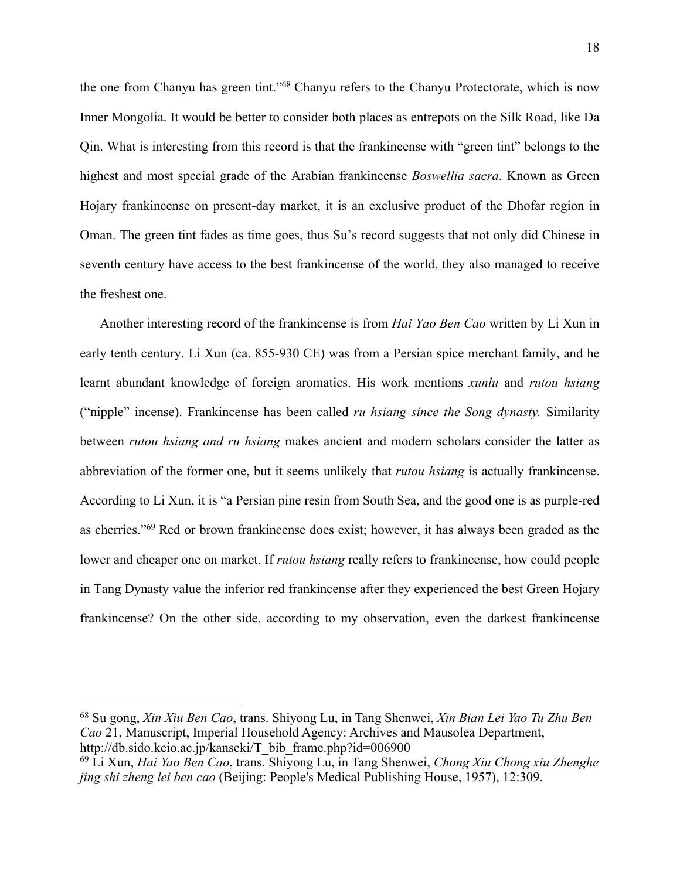the one from Chanyu has green tint."[68] Chanyu refers to the Chanyu Protectorate, which is now Inner Mongolia. It would be better to consider both places as entrepots on the Silk Road, like Da Qin. What is interesting from this record is that the frankincense with "green tint" belongs to the highest and most special grade of the Arabian frankincense *Boswellia sacra*. Known as Green Hojary frankincense on present-day market, it is an exclusive product of the Dhofar region in Oman. The green tint fades as time goes, thus Su's record suggests that not only did Chinese in seventh century have access to the best frankincense of the world, they also managed to receive the freshest one.

Another interesting record of the frankincense is from *Hai Yao Ben Cao* written by Li Xun in early tenth century. Li Xun (ca. 855-930 CE) was from a Persian spice merchant family, and he learnt abundant knowledge of foreign aromatics. His work mentions *xunlu* and *rutou hsiang* ("nipple" incense). Frankincense has been called *ru hsiang since the Song dynasty.* Similarity between *rutou hsiang and ru hsiang* makes ancient and modern scholars consider the latter as abbreviation of the former one, but it seems unlikely that *rutou hsiang* is actually frankincense. According to Li Xun, it is "a Persian pine resin from South Sea, and the good one is as purple-red as cherries."[69] Red or brown frankincense does exist; however, it has always been graded as the lower and cheaper one on market. If *rutou hsiang* really refers to frankincense, how could people in Tang Dynasty value the inferior red frankincense after they experienced the best Green Hojary frankincense? On the other side, according to my observation, even the darkest frankincense

---

[68] Su gong, *Xin Xiu Ben Cao*, trans. Shiyong Lu, in Tang Shenwei, *Xin Bian Lei Yao Tu Zhu Ben Cao* 21, Manuscript, Imperial Household Agency: Archives and Mausolea Department, http://db.sido.keio.ac.jp/kanseki/T_bib_frame.php?id=006900

[69] Li Xun, *Hai Yao Ben Cao*, trans. Shiyong Lu, in Tang Shenwei, *Chong Xiu Chong xiu Zhenghe jing shi zheng lei ben cao* (Beijing: People's Medical Publishing House, 1957), 12:309.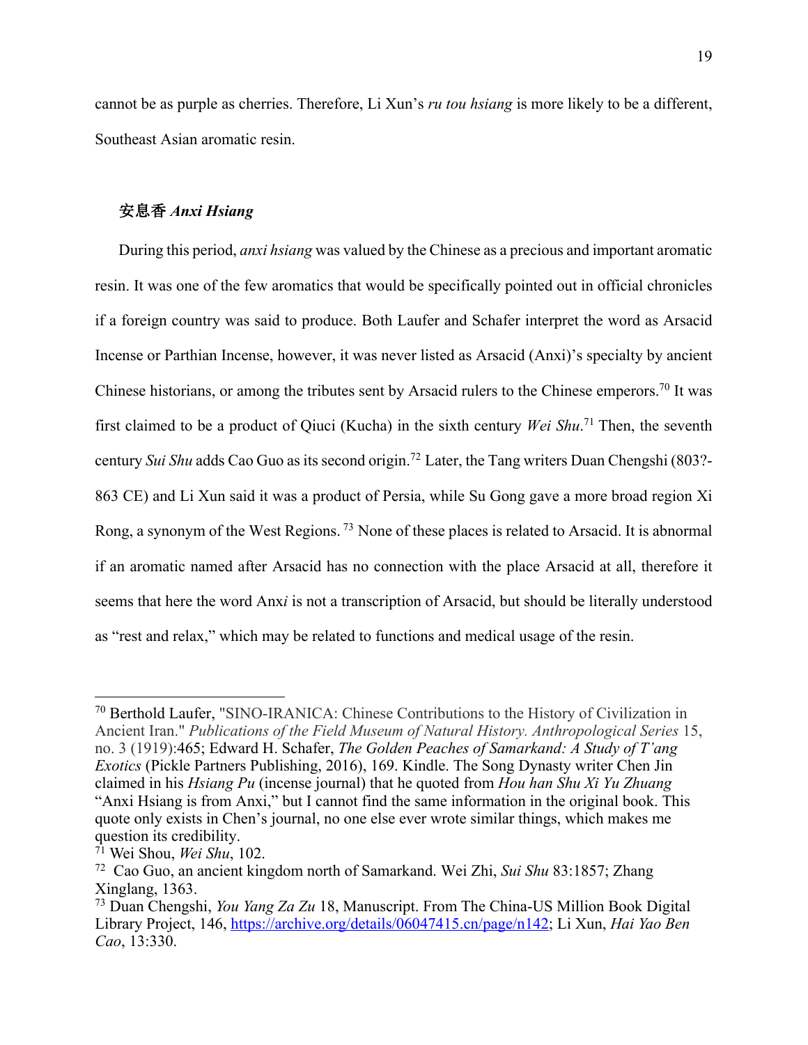cannot be as purple as cherries. Therefore, Li Xun's *ru tou hsiang* is more likely to be a different, Southeast Asian aromatic resin.

### 安息香 *Anxi Hsiang*

During this period, *anxi hsiang* was valued by the Chinese as a precious and important aromatic resin. It was one of the few aromatics that would be specifically pointed out in official chronicles if a foreign country was said to produce. Both Laufer and Schafer interpret the word as Arsacid Incense or Parthian Incense, however, it was never listed as Arsacid (Anxi)'s specialty by ancient Chinese historians, or among the tributes sent by Arsacid rulers to the Chinese emperors.[70] It was first claimed to be a product of Qiuci (Kucha) in the sixth century *Wei Shu*.[71] Then, the seventh century *Sui Shu* adds Cao Guo as its second origin.[72] Later, the Tang writers Duan Chengshi (803?-863 CE) and Li Xun said it was a product of Persia, while Su Gong gave a more broad region Xi Rong, a synonym of the West Regions.[73] None of these places is related to Arsacid. It is abnormal if an aromatic named after Arsacid has no connection with the place Arsacid at all, therefore it seems that here the word Anx*i* is not a transcription of Arsacid, but should be literally understood as "rest and relax," which may be related to functions and medical usage of the resin.

---

[70] Berthold Laufer, "SINO-IRANICA: Chinese Contributions to the History of Civilization in Ancient Iran." *Publications of the Field Museum of Natural History. Anthropological Series* 15, no. 3 (1919):465; Edward H. Schafer, *The Golden Peaches of Samarkand: A Study of T'ang Exotics* (Pickle Partners Publishing, 2016), 169. Kindle. The Song Dynasty writer Chen Jin claimed in his *Hsiang Pu* (incense journal) that he quoted from *Hou han Shu Xi Yu Zhuang* "Anxi Hsiang is from Anxi," but I cannot find the same information in the original book. This quote only exists in Chen's journal, no one else ever wrote similar things, which makes me question its credibility.

[71] Wei Shou, *Wei Shu*, 102.

[72] Cao Guo, an ancient kingdom north of Samarkand. Wei Zhi, *Sui Shu* 83:1857; Zhang Xinglang, 1363.

[73] Duan Chengshi, *You Yang Za Zu* 18, Manuscript. From The China-US Million Book Digital Library Project, 146, https://archive.org/details/06047415.cn/page/n142; Li Xun, *Hai Yao Ben Cao*, 13:330.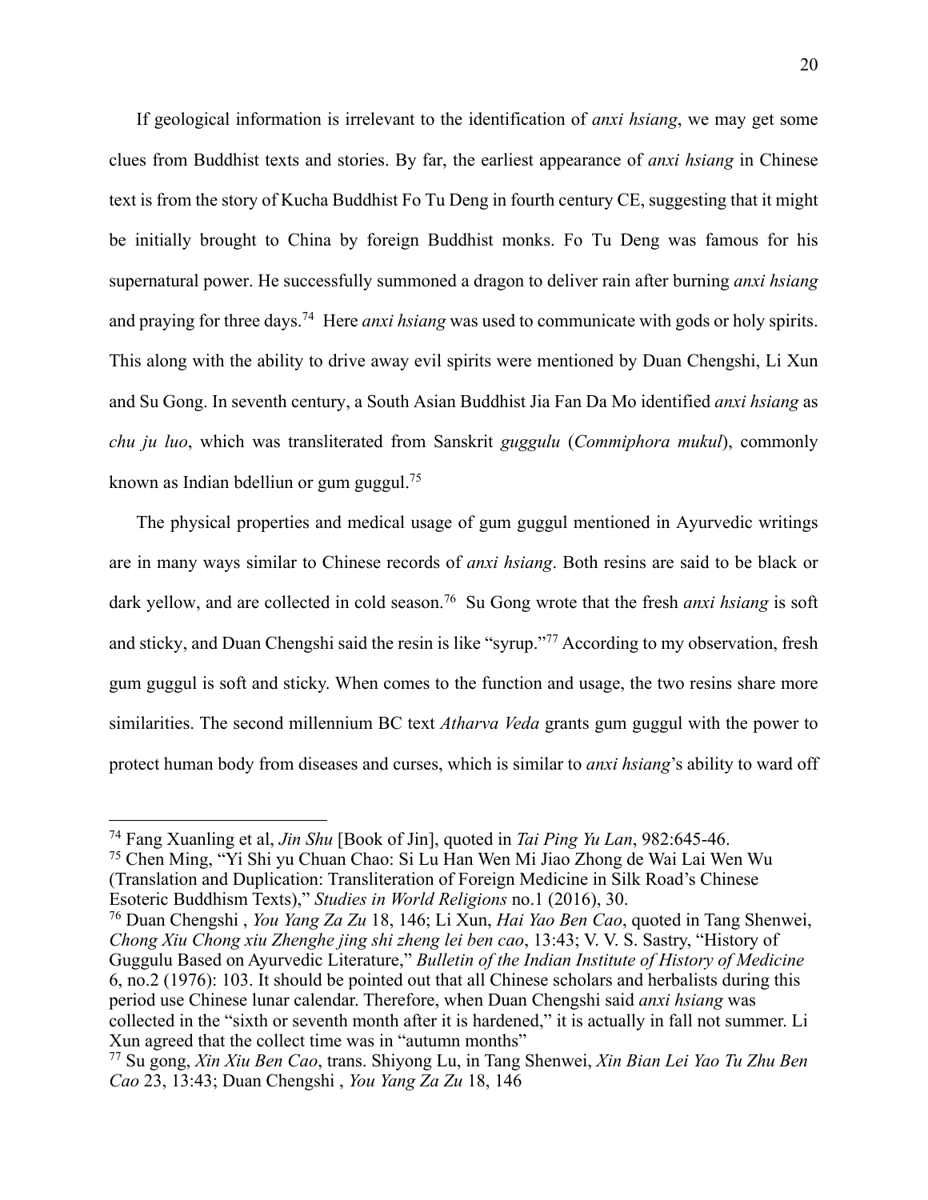If geological information is irrelevant to the identification of *anxi hsiang*, we may get some clues from Buddhist texts and stories. By far, the earliest appearance of *anxi hsiang* in Chinese text is from the story of Kucha Buddhist Fo Tu Deng in fourth century CE, suggesting that it might be initially brought to China by foreign Buddhist monks. Fo Tu Deng was famous for his supernatural power. He successfully summoned a dragon to deliver rain after burning *anxi hsiang* and praying for three days.[74] Here *anxi hsiang* was used to communicate with gods or holy spirits. This along with the ability to drive away evil spirits were mentioned by Duan Chengshi, Li Xun and Su Gong. In seventh century, a South Asian Buddhist Jia Fan Da Mo identified *anxi hsiang* as *chu ju luo*, which was transliterated from Sanskrit *guggulu* (*Commiphora mukul*), commonly known as Indian bdelliun or gum guggul.[75]

The physical properties and medical usage of gum guggul mentioned in Ayurvedic writings are in many ways similar to Chinese records of *anxi hsiang*. Both resins are said to be black or dark yellow, and are collected in cold season.[76] Su Gong wrote that the fresh *anxi hsiang* is soft and sticky, and Duan Chengshi said the resin is like "syrup."[77] According to my observation, fresh gum guggul is soft and sticky. When comes to the function and usage, the two resins share more similarities. The second millennium BC text *Atharva Veda* grants gum guggul with the power to protect human body from diseases and curses, which is similar to *anxi hsiang*'s ability to ward off

---

[74] Fang Xuanling et al, *Jin Shu* [Book of Jin], quoted in *Tai Ping Yu Lan*, 982:645-46.

[75] Chen Ming, "Yi Shi yu Chuan Chao: Si Lu Han Wen Mi Jiao Zhong de Wai Lai Wen Wu (Translation and Duplication: Transliteration of Foreign Medicine in Silk Road's Chinese Esoteric Buddhism Texts)," *Studies in World Religions* no.1 (2016), 30.

[76] Duan Chengshi , *You Yang Za Zu* 18, 146; Li Xun, *Hai Yao Ben Cao*, quoted in Tang Shenwei, *Chong Xiu Chong xiu Zhenghe jing shi zheng lei ben cao*, 13:43; V. V. S. Sastry, "History of Guggulu Based on Ayurvedic Literature," *Bulletin of the Indian Institute of History of Medicine* 6, no.2 (1976): 103. It should be pointed out that all Chinese scholars and herbalists during this period use Chinese lunar calendar. Therefore, when Duan Chengshi said *anxi hsiang* was collected in the "sixth or seventh month after it is hardened," it is actually in fall not summer. Li Xun agreed that the collect time was in "autumn months"

[77] Su gong, *Xin Xiu Ben Cao*, trans. Shiyong Lu, in Tang Shenwei, *Xin Bian Lei Yao Tu Zhu Ben Cao* 23, 13:43; Duan Chengshi , *You Yang Za Zu* 18, 146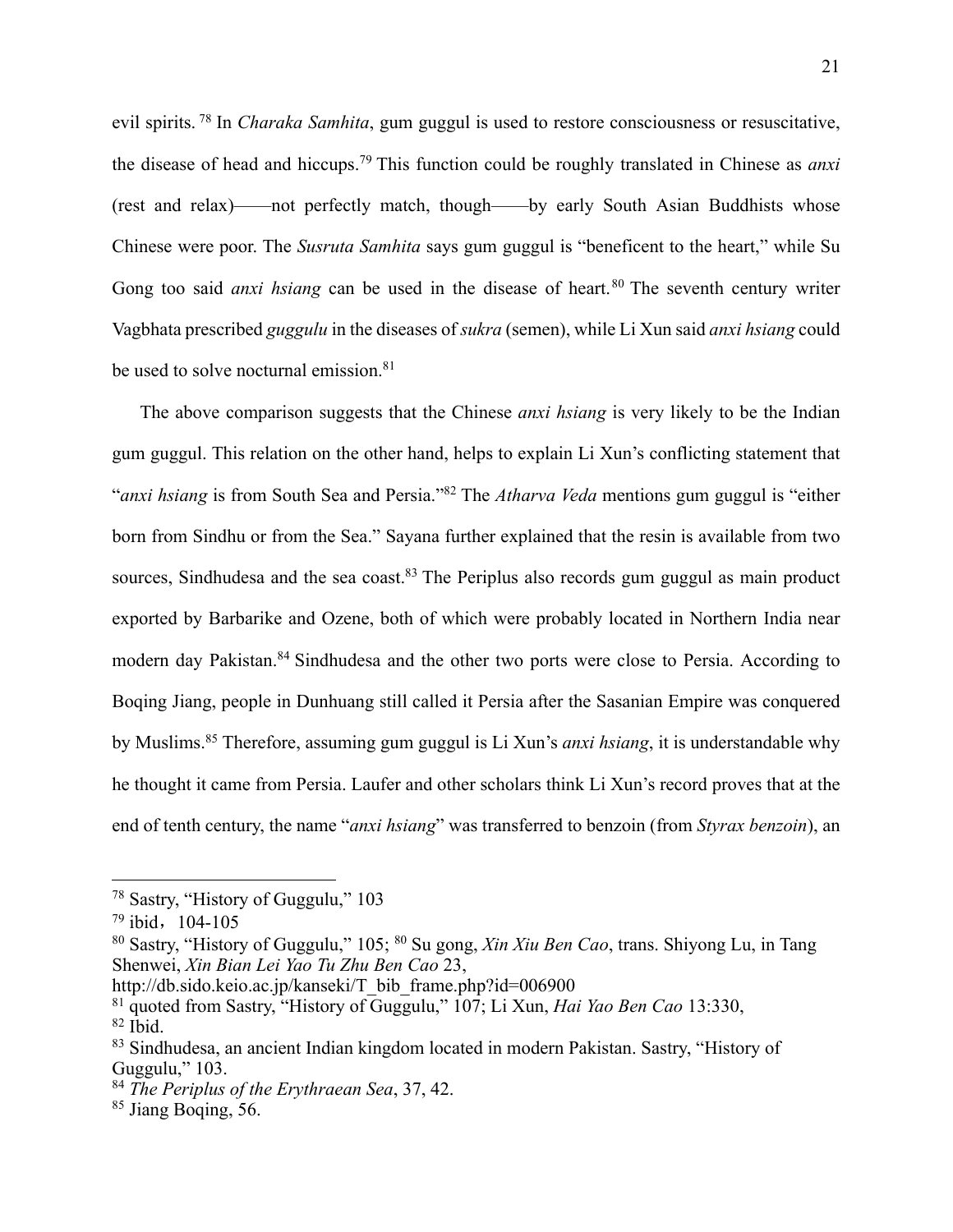evil spirits.[78] In *Charaka Samhita*, gum guggul is used to restore consciousness or resuscitative, the disease of head and hiccups.[79] This function could be roughly translated in Chinese as *anxi* (rest and relax)——not perfectly match, though——by early South Asian Buddhists whose Chinese were poor. The *Susruta Samhita* says gum guggul is "beneficent to the heart," while Su Gong too said *anxi hsiang* can be used in the disease of heart.[80] The seventh century writer Vagbhata prescribed *guggulu* in the diseases of *sukra* (semen), while Li Xun said *anxi hsiang* could be used to solve nocturnal emission.[81]

The above comparison suggests that the Chinese *anxi hsiang* is very likely to be the Indian gum guggul. This relation on the other hand, helps to explain Li Xun's conflicting statement that "*anxi hsiang* is from South Sea and Persia."[82] The *Atharva Veda* mentions gum guggul is "either born from Sindhu or from the Sea." Sayana further explained that the resin is available from two sources, Sindhudesa and the sea coast.[83] The Periplus also records gum guggul as main product exported by Barbarike and Ozene, both of which were probably located in Northern India near modern day Pakistan.[84] Sindhudesa and the other two ports were close to Persia. According to Boqing Jiang, people in Dunhuang still called it Persia after the Sasanian Empire was conquered by Muslims.[85] Therefore, assuming gum guggul is Li Xun's *anxi hsiang*, it is understandable why he thought it came from Persia. Laufer and other scholars think Li Xun's record proves that at the end of tenth century, the name "*anxi hsiang*" was transferred to benzoin (from *Styrax benzoin*), an

---

[78] Sastry, "History of Guggulu," 103

[79] ibid，104-105

[80] Sastry, "History of Guggulu," 105; [80] Su gong, *Xin Xiu Ben Cao*, trans. Shiyong Lu, in Tang Shenwei, *Xin Bian Lei Yao Tu Zhu Ben Cao* 23, http://db.sido.keio.ac.jp/kanseki/T_bib_frame.php?id=006900

[81] quoted from Sastry, "History of Guggulu," 107; Li Xun, *Hai Yao Ben Cao* 13:330,

[82] Ibid.

[83] Sindhudesa, an ancient Indian kingdom located in modern Pakistan. Sastry, "History of Guggulu," 103.

[84] *The Periplus of the Erythraean Sea*, 37, 42.

[85] Jiang Boqing, 56.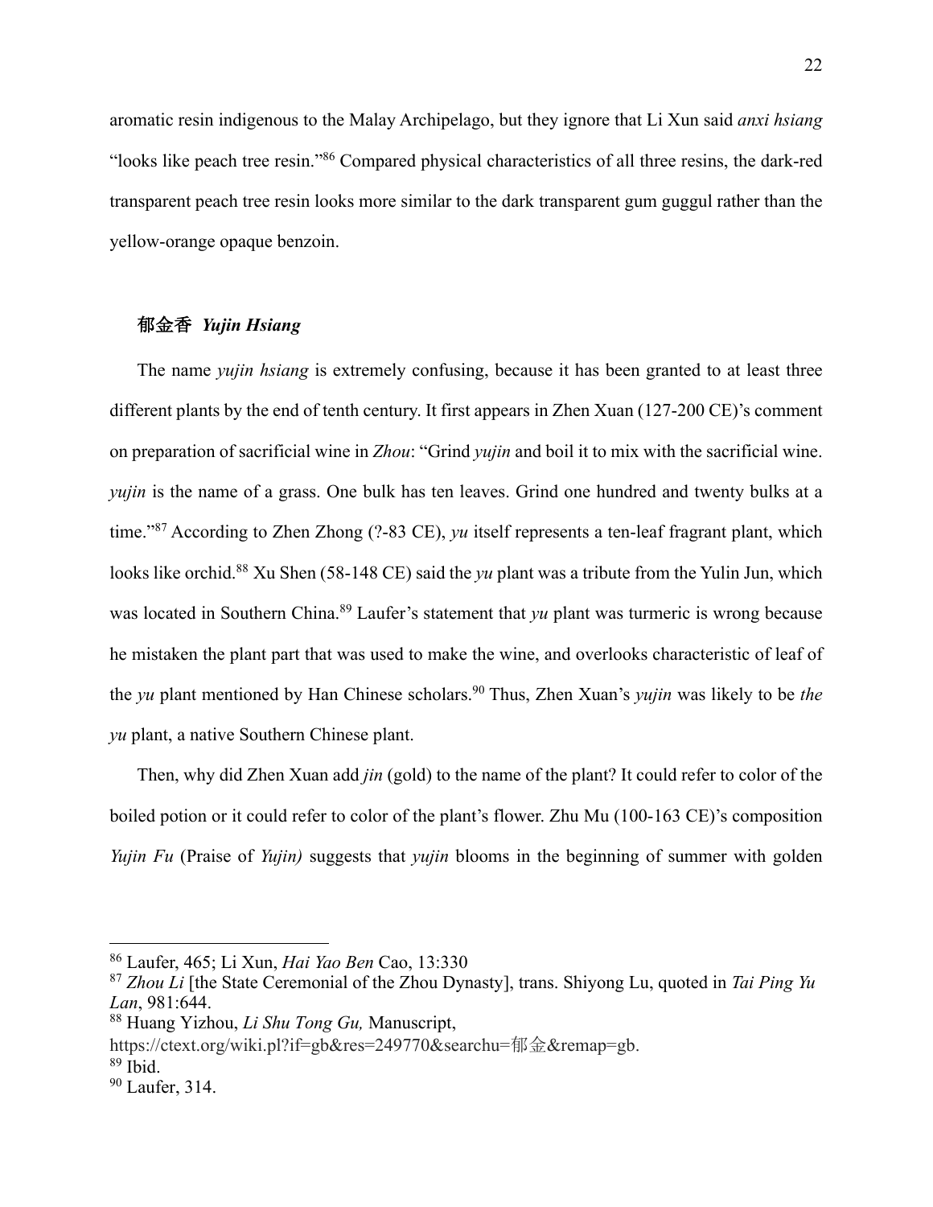aromatic resin indigenous to the Malay Archipelago, but they ignore that Li Xun said *anxi hsiang* "looks like peach tree resin."[86] Compared physical characteristics of all three resins, the dark-red transparent peach tree resin looks more similar to the dark transparent gum guggul rather than the yellow-orange opaque benzoin.

### 郁金香 *Yujin Hsiang*

The name *yujin hsiang* is extremely confusing, because it has been granted to at least three different plants by the end of tenth century. It first appears in Zhen Xuan (127-200 CE)'s comment on preparation of sacrificial wine in *Zhou*: "Grind *yujin* and boil it to mix with the sacrificial wine. *yujin* is the name of a grass. One bulk has ten leaves. Grind one hundred and twenty bulks at a time."[87] According to Zhen Zhong (?-83 CE), *yu* itself represents a ten-leaf fragrant plant, which looks like orchid.[88] Xu Shen (58-148 CE) said the *yu* plant was a tribute from the Yulin Jun, which was located in Southern China.[89] Laufer's statement that *yu* plant was turmeric is wrong because he mistaken the plant part that was used to make the wine, and overlooks characteristic of leaf of the *yu* plant mentioned by Han Chinese scholars.[90] Thus, Zhen Xuan's *yujin* was likely to be *the yu* plant, a native Southern Chinese plant.

Then, why did Zhen Xuan add *jin* (gold) to the name of the plant? It could refer to color of the boiled potion or it could refer to color of the plant's flower. Zhu Mu (100-163 CE)'s composition *Yujin Fu* (Praise of *Yujin)* suggests that *yujin* blooms in the beginning of summer with golden

---

[86] Laufer, 465; Li Xun, *Hai Yao Ben* Cao, 13:330

[87] *Zhou Li* [the State Ceremonial of the Zhou Dynasty], trans. Shiyong Lu, quoted in *Tai Ping Yu Lan*, 981:644.

[88] Huang Yizhou, *Li Shu Tong Gu,* Manuscript, https://ctext.org/wiki.pl?if=gb&res=249770&searchu=郁金&remap=gb.

[89] Ibid.

[90] Laufer, 314.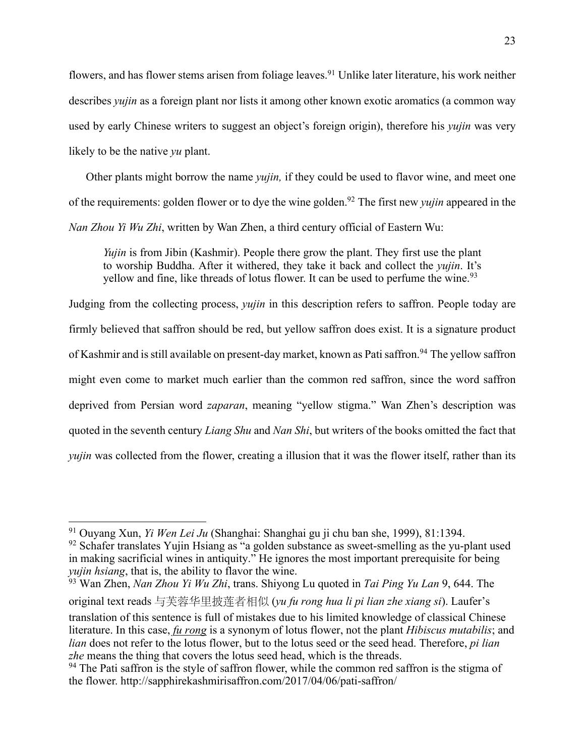flowers, and has flower stems arisen from foliage leaves.[91] Unlike later literature, his work neither describes *yujin* as a foreign plant nor lists it among other known exotic aromatics (a common way used by early Chinese writers to suggest an object's foreign origin), therefore his *yujin* was very likely to be the native *yu* plant.

Other plants might borrow the name *yujin,* if they could be used to flavor wine, and meet one of the requirements: golden flower or to dye the wine golden.[92] The first new *yujin* appeared in the *Nan Zhou Yi Wu Zhi*, written by Wan Zhen, a third century official of Eastern Wu:

> *Yujin* is from Jibin (Kashmir). People there grow the plant. They first use the plant to worship Buddha. After it withered, they take it back and collect the *yujin*. It's yellow and fine, like threads of lotus flower. It can be used to perfume the wine.[93]

Judging from the collecting process, *yujin* in this description refers to saffron. People today are firmly believed that saffron should be red, but yellow saffron does exist. It is a signature product of Kashmir and is still available on present-day market, known as Pati saffron.[94] The yellow saffron might even come to market much earlier than the common red saffron, since the word saffron deprived from Persian word *zaparan*, meaning "yellow stigma." Wan Zhen's description was quoted in the seventh century *Liang Shu* and *Nan Shi*, but writers of the books omitted the fact that *yujin* was collected from the flower, creating a illusion that it was the flower itself, rather than its

---

[91] Ouyang Xun, *Yi Wen Lei Ju* (Shanghai: Shanghai gu ji chu ban she, 1999), 81:1394.

[92] Schafer translates Yujin Hsiang as "a golden substance as sweet-smelling as the yu-plant used in making sacrificial wines in antiquity." He ignores the most important prerequisite for being *yujin hsiang*, that is, the ability to flavor the wine.

[93] Wan Zhen, *Nan Zhou Yi Wu Zhi*, trans. Shiyong Lu quoted in *Tai Ping Yu Lan* 9, 644. The original text reads 与芙蓉华里披莲者相似 (*yu fu rong hua li pi lian zhe xiang si*). Laufer's translation of this sentence is full of mistakes due to his limited knowledge of classical Chinese literature. In this case, *fu rong* is a synonym of lotus flower, not the plant *Hibiscus mutabilis*; and *lian* does not refer to the lotus flower, but to the lotus seed or the seed head. Therefore, *pi lian zhe* means the thing that covers the lotus seed head, which is the threads.

[94] The Pati saffron is the style of saffron flower, while the common red saffron is the stigma of the flower. http://sapphirekashmirisaffron.com/2017/04/06/pati-saffron/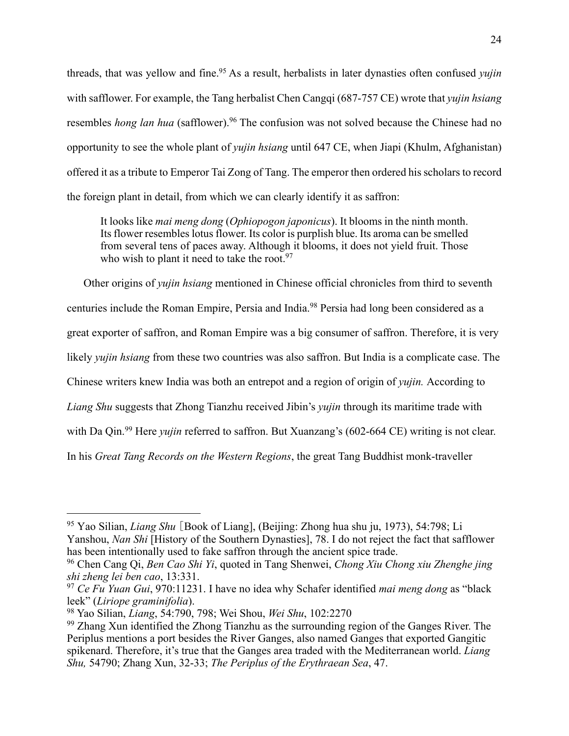threads, that was yellow and fine.[95] As a result, herbalists in later dynasties often confused *yujin* with safflower. For example, the Tang herbalist Chen Cangqi (687-757 CE) wrote that *yujin hsiang* resembles *hong lan hua* (safflower).[96] The confusion was not solved because the Chinese had no opportunity to see the whole plant of *yujin hsiang* until 647 CE, when Jiapi (Khulm, Afghanistan) offered it as a tribute to Emperor Tai Zong of Tang. The emperor then ordered his scholars to record the foreign plant in detail, from which we can clearly identify it as saffron:

> It looks like *mai meng dong* (*Ophiopogon japonicus*). It blooms in the ninth month. Its flower resembles lotus flower. Its color is purplish blue. Its aroma can be smelled from several tens of paces away. Although it blooms, it does not yield fruit. Those who wish to plant it need to take the root.[97]

Other origins of *yujin hsiang* mentioned in Chinese official chronicles from third to seventh centuries include the Roman Empire, Persia and India.[98] Persia had long been considered as a great exporter of saffron, and Roman Empire was a big consumer of saffron. Therefore, it is very likely *yujin hsiang* from these two countries was also saffron. But India is a complicate case. The Chinese writers knew India was both an entrepot and a region of origin of *yujin.* According to *Liang Shu* suggests that Zhong Tianzhu received Jibin's *yujin* through its maritime trade with with Da Qin.[99] Here *yujin* referred to saffron. But Xuanzang's (602-664 CE) writing is not clear. In his *Great Tang Records on the Western Regions*, the great Tang Buddhist monk-traveller

---

[95] Yao Silian, *Liang Shu* [Book of Liang], (Beijing: Zhong hua shu ju, 1973), 54:798; Li Yanshou, *Nan Shi* [History of the Southern Dynasties], 78. I do not reject the fact that safflower has been intentionally used to fake saffron through the ancient spice trade.

[96] Chen Cang Qi, *Ben Cao Shi Yi*, quoted in Tang Shenwei, *Chong Xiu Chong xiu Zhenghe jing shi zheng lei ben cao*, 13:331.

[97] *Ce Fu Yuan Gui*, 970:11231. I have no idea why Schafer identified *mai meng dong* as "black leek" (*Liriope graminifolia*).

[98] Yao Silian, *Liang*, 54:790, 798; Wei Shou, *Wei Shu*, 102:2270

[99] Zhang Xun identified the Zhong Tianzhu as the surrounding region of the Ganges River. The Periplus mentions a port besides the River Ganges, also named Ganges that exported Gangitic spikenard. Therefore, it's true that the Ganges area traded with the Mediterranean world. *Liang Shu,* 54790; Zhang Xun, 32-33; *The Periplus of the Erythraean Sea*, 47.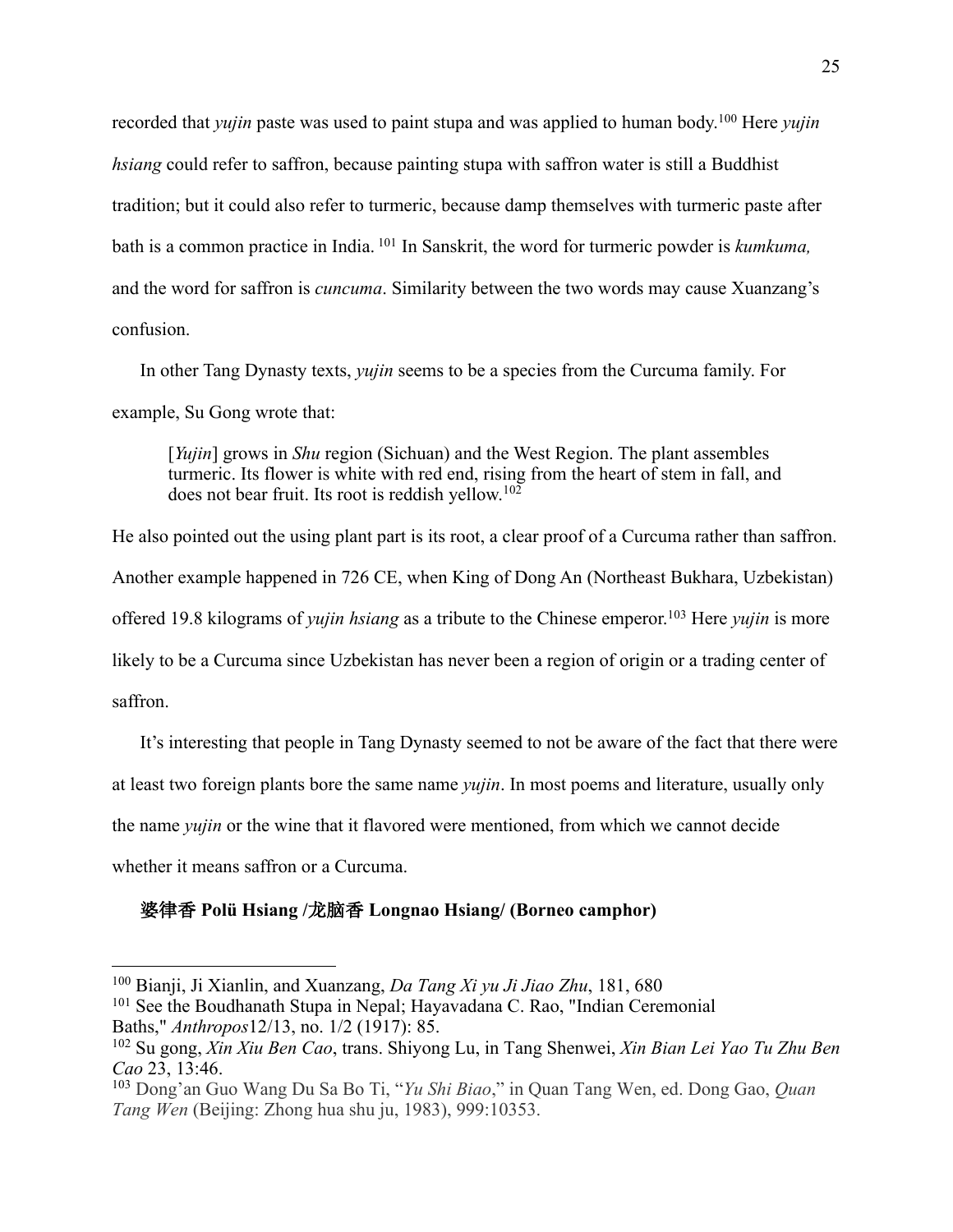recorded that *yujin* paste was used to paint stupa and was applied to human body.[100] Here *yujin hsiang* could refer to saffron, because painting stupa with saffron water is still a Buddhist tradition; but it could also refer to turmeric, because damp themselves with turmeric paste after bath is a common practice in India. [101] In Sanskrit, the word for turmeric powder is *kumkuma,* and the word for saffron is *cuncuma*. Similarity between the two words may cause Xuanzang's confusion.

In other Tang Dynasty texts, *yujin* seems to be a species from the Curcuma family. For example, Su Gong wrote that:

> [*Yujin*] grows in *Shu* region (Sichuan) and the West Region. The plant assembles turmeric. Its flower is white with red end, rising from the heart of stem in fall, and does not bear fruit. Its root is reddish yellow.[102]

He also pointed out the using plant part is its root, a clear proof of a Curcuma rather than saffron. Another example happened in 726 CE, when King of Dong An (Northeast Bukhara, Uzbekistan) offered 19.8 kilograms of *yujin hsiang* as a tribute to the Chinese emperor.[103] Here *yujin* is more likely to be a Curcuma since Uzbekistan has never been a region of origin or a trading center of saffron.

It's interesting that people in Tang Dynasty seemed to not be aware of the fact that there were at least two foreign plants bore the same name *yujin*. In most poems and literature, usually only the name *yujin* or the wine that it flavored were mentioned, from which we cannot decide whether it means saffron or a Curcuma.

### 婆律香 Polü Hsiang /龙脑香 Longnao Hsiang/ (Borneo camphor)

---

[100] Bianji, Ji Xianlin, and Xuanzang, *Da Tang Xi yu Ji Jiao Zhu*, 181, 680

[101] See the Boudhanath Stupa in Nepal; Hayavadana C. Rao, "Indian Ceremonial Baths," *Anthropos*12/13, no. 1/2 (1917): 85.

[102] Su gong, *Xin Xiu Ben Cao*, trans. Shiyong Lu, in Tang Shenwei, *Xin Bian Lei Yao Tu Zhu Ben Cao* 23, 13:46.

[103] Dong'an Guo Wang Du Sa Bo Ti, "*Yu Shi Biao*," in Quan Tang Wen, ed. Dong Gao, *Quan Tang Wen* (Beijing: Zhong hua shu ju, 1983), 999:10353.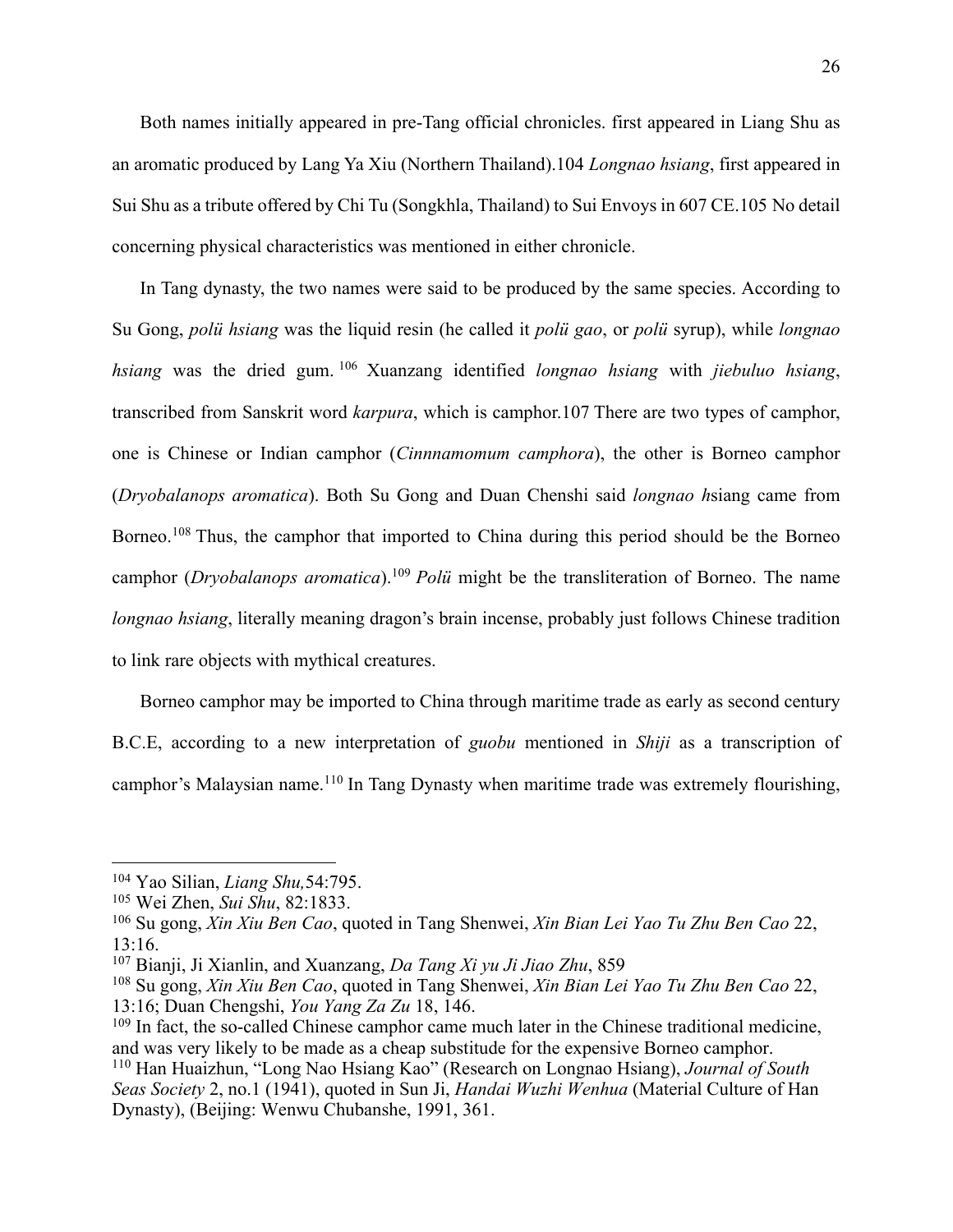Both names initially appeared in pre-Tang official chronicles. first appeared in Liang Shu as an aromatic produced by Lang Ya Xiu (Northern Thailand).104 *Longnao hsiang*, first appeared in Sui Shu as a tribute offered by Chi Tu (Songkhla, Thailand) to Sui Envoys in 607 CE.105 No detail concerning physical characteristics was mentioned in either chronicle.

In Tang dynasty, the two names were said to be produced by the same species. According to Su Gong, *polü hsiang* was the liquid resin (he called it *polü gao*, or *polü* syrup), while *longnao hsiang* was the dried gum.[106] Xuanzang identified *longnao hsiang* with *jiebuluo hsiang*, transcribed from Sanskrit word *karpura*, which is camphor.107 There are two types of camphor, one is Chinese or Indian camphor (*Cinnnamomum camphora*), the other is Borneo camphor (*Dryobalanops aromatica*). Both Su Gong and Duan Chenshi said *longnao h*siang came from Borneo.[108] Thus, the camphor that imported to China during this period should be the Borneo camphor (*Dryobalanops aromatica*).[109] *Polü* might be the transliteration of Borneo. The name *longnao hsiang*, literally meaning dragon's brain incense, probably just follows Chinese tradition to link rare objects with mythical creatures.

Borneo camphor may be imported to China through maritime trade as early as second century B.C.E, according to a new interpretation of *guobu* mentioned in *Shiji* as a transcription of camphor's Malaysian name.[110] In Tang Dynasty when maritime trade was extremely flourishing,

---

[104] Yao Silian, *Liang Shu,*54:795.

[105] Wei Zhen, *Sui Shu*, 82:1833.

[106] Su gong, *Xin Xiu Ben Cao*, quoted in Tang Shenwei, *Xin Bian Lei Yao Tu Zhu Ben Cao* 22, 13:16.

[107] Bianji, Ji Xianlin, and Xuanzang, *Da Tang Xi yu Ji Jiao Zhu*, 859

[108] Su gong, *Xin Xiu Ben Cao*, quoted in Tang Shenwei, *Xin Bian Lei Yao Tu Zhu Ben Cao* 22, 13:16; Duan Chengshi, *You Yang Za Zu* 18, 146.

[109] In fact, the so-called Chinese camphor came much later in the Chinese traditional medicine, and was very likely to be made as a cheap substitude for the expensive Borneo camphor.

[110] Han Huaizhun, "Long Nao Hsiang Kao" (Research on Longnao Hsiang), *Journal of South Seas Society* 2, no.1 (1941), quoted in Sun Ji, *Handai Wuzhi Wenhua* (Material Culture of Han Dynasty), (Beijing: Wenwu Chubanshe, 1991, 361.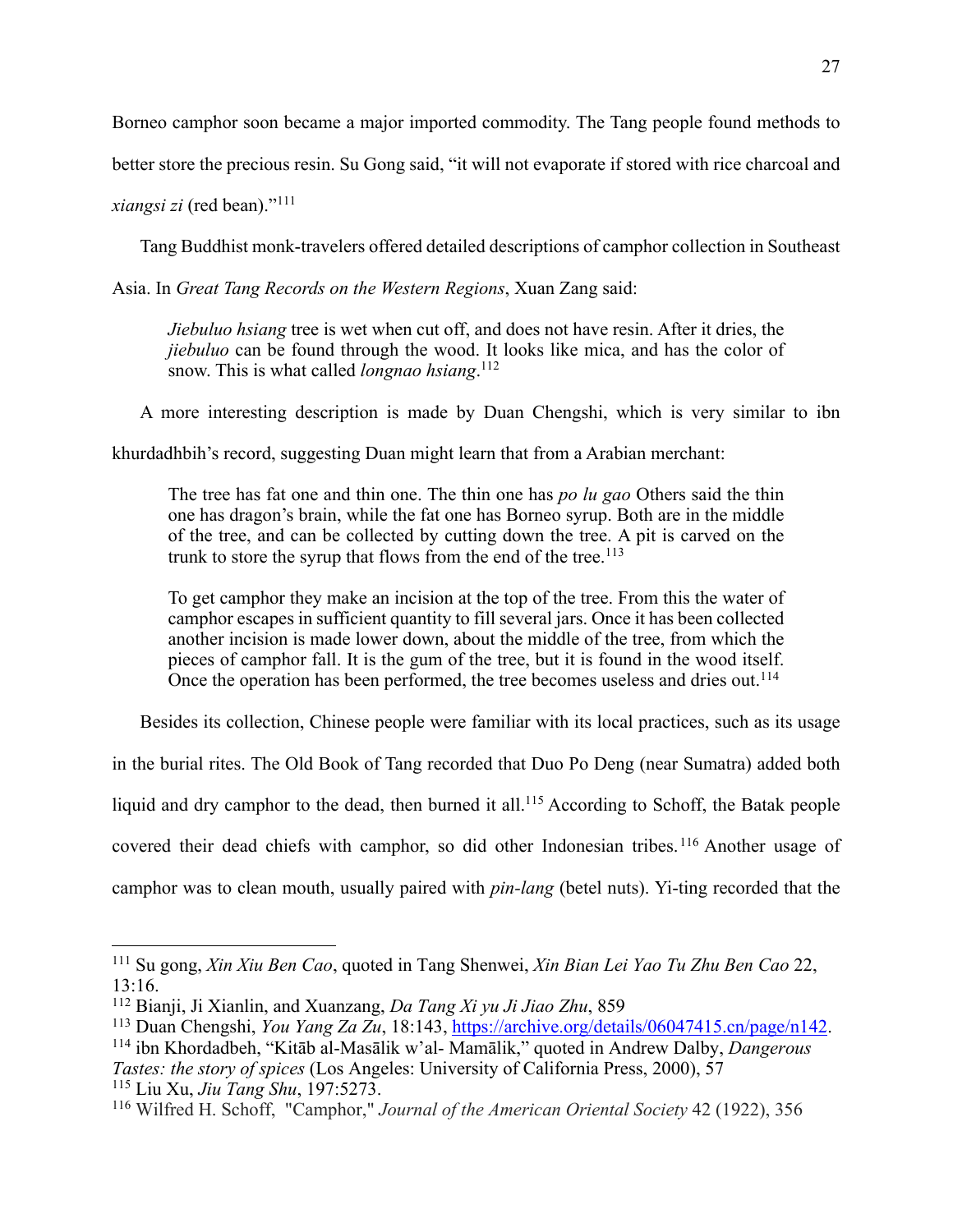Borneo camphor soon became a major imported commodity. The Tang people found methods to better store the precious resin. Su Gong said, "it will not evaporate if stored with rice charcoal and *xiangsi zi* (red bean)."[111]

Tang Buddhist monk-travelers offered detailed descriptions of camphor collection in Southeast Asia. In *Great Tang Records on the Western Regions*, Xuan Zang said:

> *Jiebuluo hsiang* tree is wet when cut off, and does not have resin. After it dries, the *jiebuluo* can be found through the wood. It looks like mica, and has the color of snow. This is what called *longnao hsiang*.[112]

A more interesting description is made by Duan Chengshi, which is very similar to ibn khurdadhbih's record, suggesting Duan might learn that from a Arabian merchant:

> The tree has fat one and thin one. The thin one has *po lu gao* Others said the thin one has dragon's brain, while the fat one has Borneo syrup. Both are in the middle of the tree, and can be collected by cutting down the tree. A pit is carved on the trunk to store the syrup that flows from the end of the tree.[113]

> To get camphor they make an incision at the top of the tree. From this the water of camphor escapes in sufficient quantity to fill several jars. Once it has been collected another incision is made lower down, about the middle of the tree, from which the pieces of camphor fall. It is the gum of the tree, but it is found in the wood itself. Once the operation has been performed, the tree becomes useless and dries out.[114]

Besides its collection, Chinese people were familiar with its local practices, such as its usage in the burial rites. The Old Book of Tang recorded that Duo Po Deng (near Sumatra) added both liquid and dry camphor to the dead, then burned it all.[115] According to Schoff, the Batak people covered their dead chiefs with camphor, so did other Indonesian tribes.[116] Another usage of camphor was to clean mouth, usually paired with *pin-lang* (betel nuts). Yi-ting recorded that the

---

[111] Su gong, *Xin Xiu Ben Cao*, quoted in Tang Shenwei, *Xin Bian Lei Yao Tu Zhu Ben Cao* 22, 13:16.

[112] Bianji, Ji Xianlin, and Xuanzang, *Da Tang Xi yu Ji Jiao Zhu*, 859

[113] Duan Chengshi, *You Yang Za Zu*, 18:143, https://archive.org/details/06047415.cn/page/n142.

[114] ibn Khordadbeh, "Kitāb al-Masālik w'al- Mamālik," quoted in Andrew Dalby, *Dangerous Tastes: the story of spices* (Los Angeles: University of California Press, 2000), 57

[115] Liu Xu, *Jiu Tang Shu*, 197:5273.

[116] Wilfred H. Schoff, "Camphor," *Journal of the American Oriental Society* 42 (1922), 356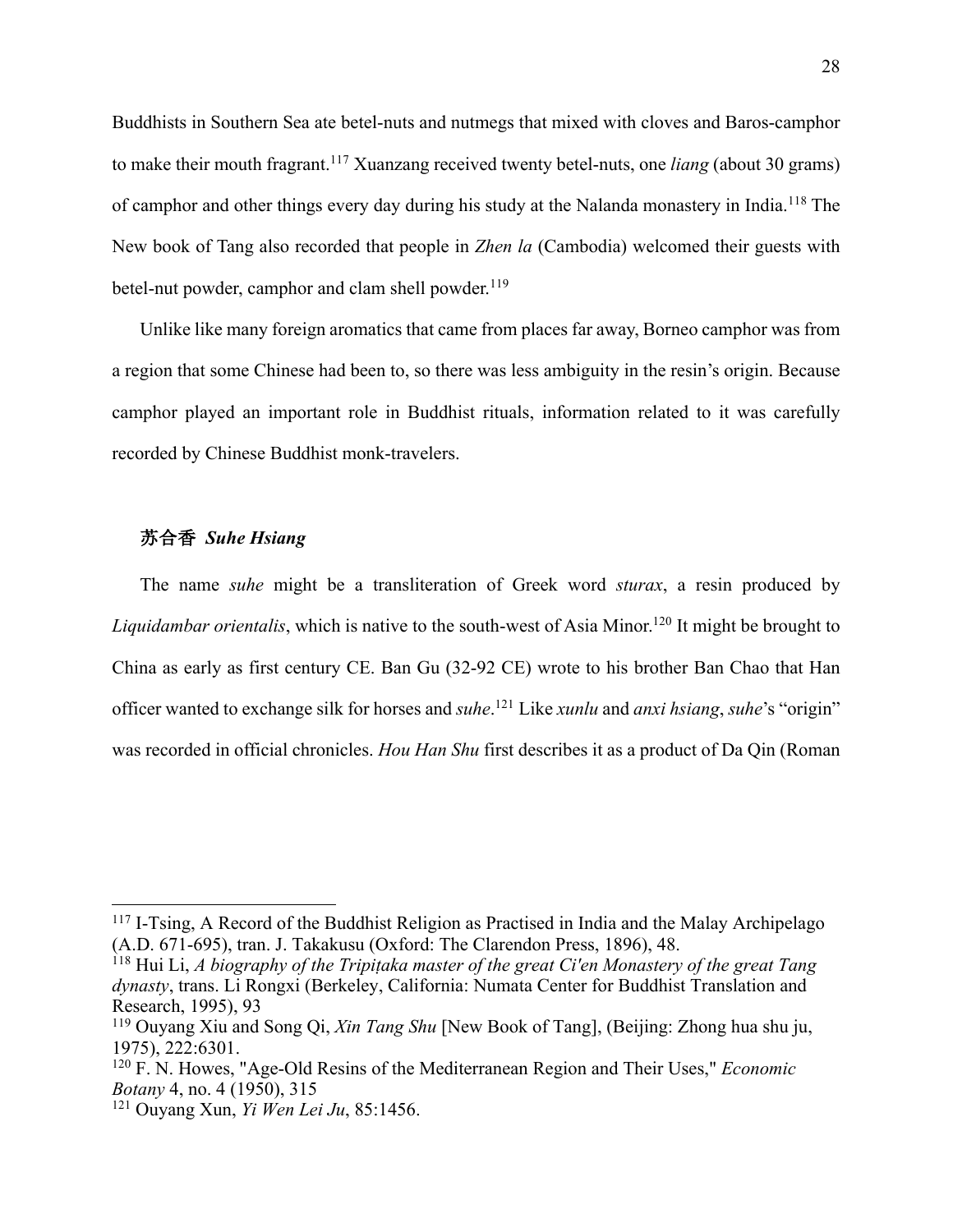Buddhists in Southern Sea ate betel-nuts and nutmegs that mixed with cloves and Baros-camphor to make their mouth fragrant.[117] Xuanzang received twenty betel-nuts, one *liang* (about 30 grams) of camphor and other things every day during his study at the Nalanda monastery in India.[118] The New book of Tang also recorded that people in *Zhen la* (Cambodia) welcomed their guests with betel-nut powder, camphor and clam shell powder.[119]

Unlike like many foreign aromatics that came from places far away, Borneo camphor was from a region that some Chinese had been to, so there was less ambiguity in the resin's origin. Because camphor played an important role in Buddhist rituals, information related to it was carefully recorded by Chinese Buddhist monk-travelers.

### 苏合香 *Suhe Hsiang*

The name *suhe* might be a transliteration of Greek word *sturax*, a resin produced by *Liquidambar orientalis*, which is native to the south-west of Asia Minor.[120] It might be brought to China as early as first century CE. Ban Gu (32-92 CE) wrote to his brother Ban Chao that Han officer wanted to exchange silk for horses and *suhe*.[121] Like *xunlu* and *anxi hsiang*, *suhe*'s "origin" was recorded in official chronicles. *Hou Han Shu* first describes it as a product of Da Qin (Roman

---

[117] I-Tsing, A Record of the Buddhist Religion as Practised in India and the Malay Archipelago (A.D. 671-695), tran. J. Takakusu (Oxford: The Clarendon Press, 1896), 48.

[118] Hui Li, *A biography of the Tripiṭaka master of the great Ci'en Monastery of the great Tang dynasty*, trans. Li Rongxi (Berkeley, California: Numata Center for Buddhist Translation and Research, 1995), 93

[119] Ouyang Xiu and Song Qi, *Xin Tang Shu* [New Book of Tang], (Beijing: Zhong hua shu ju, 1975), 222:6301.

[120] F. N. Howes, "Age-Old Resins of the Mediterranean Region and Their Uses," *Economic Botany* 4, no. 4 (1950), 315

[121] Ouyang Xun, *Yi Wen Lei Ju*, 85:1456.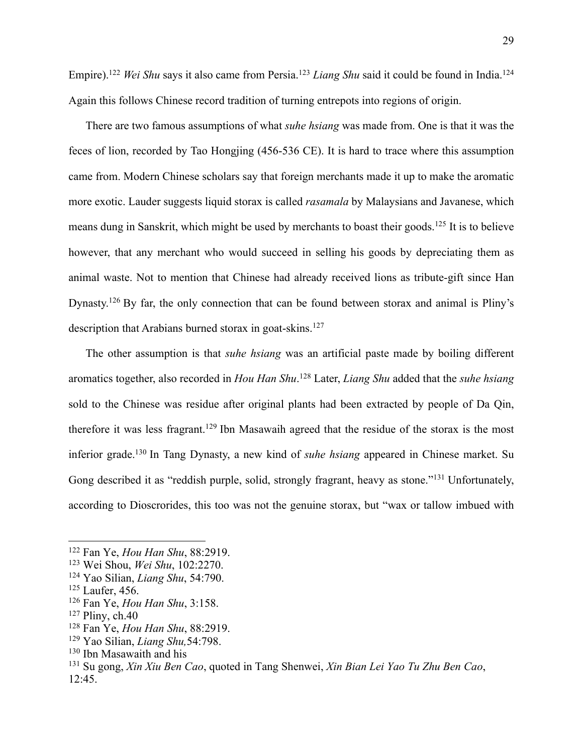Empire).[122] *Wei Shu* says it also came from Persia.[123] *Liang Shu* said it could be found in India.[124] Again this follows Chinese record tradition of turning entrepots into regions of origin.

There are two famous assumptions of what *suhe hsiang* was made from. One is that it was the feces of lion, recorded by Tao Hongjing (456-536 CE). It is hard to trace where this assumption came from. Modern Chinese scholars say that foreign merchants made it up to make the aromatic more exotic. Lauder suggests liquid storax is called *rasamala* by Malaysians and Javanese, which means dung in Sanskrit, which might be used by merchants to boast their goods.[125] It is to believe however, that any merchant who would succeed in selling his goods by depreciating them as animal waste. Not to mention that Chinese had already received lions as tribute-gift since Han Dynasty.[126] By far, the only connection that can be found between storax and animal is Pliny's description that Arabians burned storax in goat-skins.[127]

The other assumption is that *suhe hsiang* was an artificial paste made by boiling different aromatics together, also recorded in *Hou Han Shu*.[128] Later, *Liang Shu* added that the *suhe hsiang* sold to the Chinese was residue after original plants had been extracted by people of Da Qin, therefore it was less fragrant.[129] Ibn Masawaih agreed that the residue of the storax is the most inferior grade.[130] In Tang Dynasty, a new kind of *suhe hsiang* appeared in Chinese market. Su Gong described it as "reddish purple, solid, strongly fragrant, heavy as stone."[131] Unfortunately, according to Dioscrorides, this too was not the genuine storax, but "wax or tallow imbued with

---

[122] Fan Ye, *Hou Han Shu*, 88:2919.
[123] Wei Shou, *Wei Shu*, 102:2270.
[124] Yao Silian, *Liang Shu*, 54:790.
[125] Laufer, 456.
[126] Fan Ye, *Hou Han Shu*, 3:158.
[127] Pliny, ch.40
[128] Fan Ye, *Hou Han Shu*, 88:2919.
[129] Yao Silian, *Liang Shu,*54:798.
[130] Ibn Masawaith and his
[131] Su gong, *Xin Xiu Ben Cao*, quoted in Tang Shenwei, *Xin Bian Lei Yao Tu Zhu Ben Cao*, 12:45.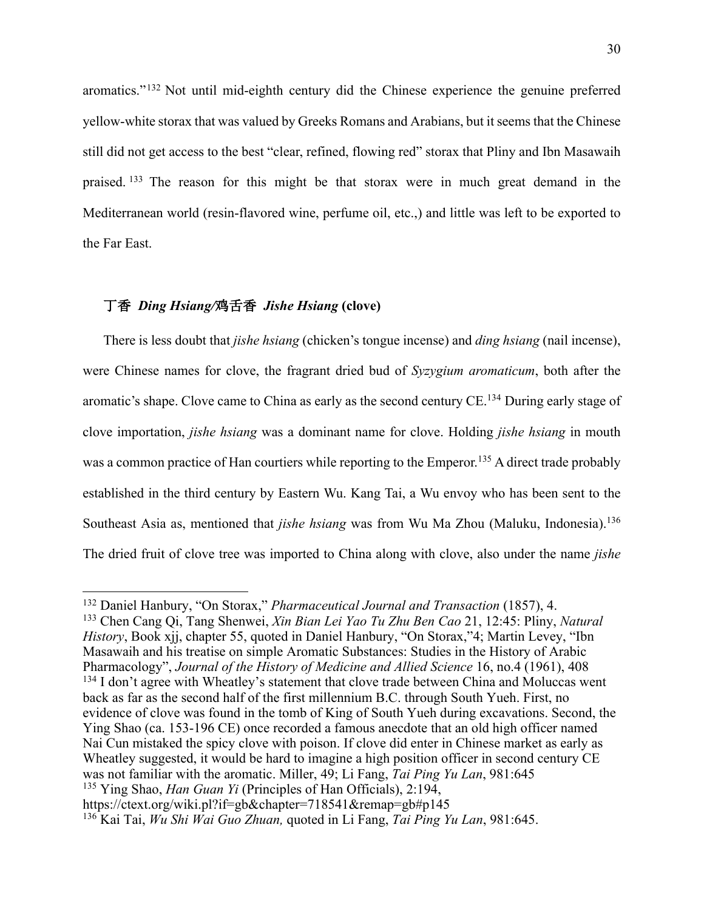aromatics."[132] Not until mid-eighth century did the Chinese experience the genuine preferred yellow-white storax that was valued by Greeks Romans and Arabians, but it seems that the Chinese still did not get access to the best "clear, refined, flowing red" storax that Pliny and Ibn Masawaih praised.[133] The reason for this might be that storax were in much great demand in the Mediterranean world (resin-flavored wine, perfume oil, etc.,) and little was left to be exported to the Far East.

### 丁香 *Ding Hsiang*/鸡舌香 *Jishe Hsiang* (clove)

There is less doubt that *jishe hsiang* (chicken's tongue incense) and *ding hsiang* (nail incense), were Chinese names for clove, the fragrant dried bud of *Syzygium aromaticum*, both after the aromatic's shape. Clove came to China as early as the second century CE.[134] During early stage of clove importation, *jishe hsiang* was a dominant name for clove. Holding *jishe hsiang* in mouth was a common practice of Han courtiers while reporting to the Emperor.[135] A direct trade probably established in the third century by Eastern Wu. Kang Tai, a Wu envoy who has been sent to the Southeast Asia as, mentioned that *jishe hsiang* was from Wu Ma Zhou (Maluku, Indonesia).[136] The dried fruit of clove tree was imported to China along with clove, also under the name *jishe*

---

[132] Daniel Hanbury, "On Storax," *Pharmaceutical Journal and Transaction* (1857), 4.

[133] Chen Cang Qi, Tang Shenwei, *Xin Bian Lei Yao Tu Zhu Ben Cao* 21, 12:45: Pliny, *Natural History*, Book xjj, chapter 55, quoted in Daniel Hanbury, "On Storax,"4; Martin Levey, "Ibn Masawaih and his treatise on simple Aromatic Substances: Studies in the History of Arabic Pharmacology", *Journal of the History of Medicine and Allied Science* 16, no.4 (1961), 408

[134] I don't agree with Wheatley's statement that clove trade between China and Moluccas went back as far as the second half of the first millennium B.C. through South Yueh. First, no evidence of clove was found in the tomb of King of South Yueh during excavations. Second, the Ying Shao (ca. 153-196 CE) once recorded a famous anecdote that an old high officer named Nai Cun mistaked the spicy clove with poison. If clove did enter in Chinese market as early as Wheatley suggested, it would be hard to imagine a high position officer in second century CE was not familiar with the aromatic. Miller, 49; Li Fang, *Tai Ping Yu Lan*, 981:645

[135] Ying Shao, *Han Guan Yi* (Principles of Han Officials), 2:194, https://ctext.org/wiki.pl?if=gb&chapter=718541&remap=gb#p145

[136] Kai Tai, *Wu Shi Wai Guo Zhuan,* quoted in Li Fang, *Tai Ping Yu Lan*, 981:645.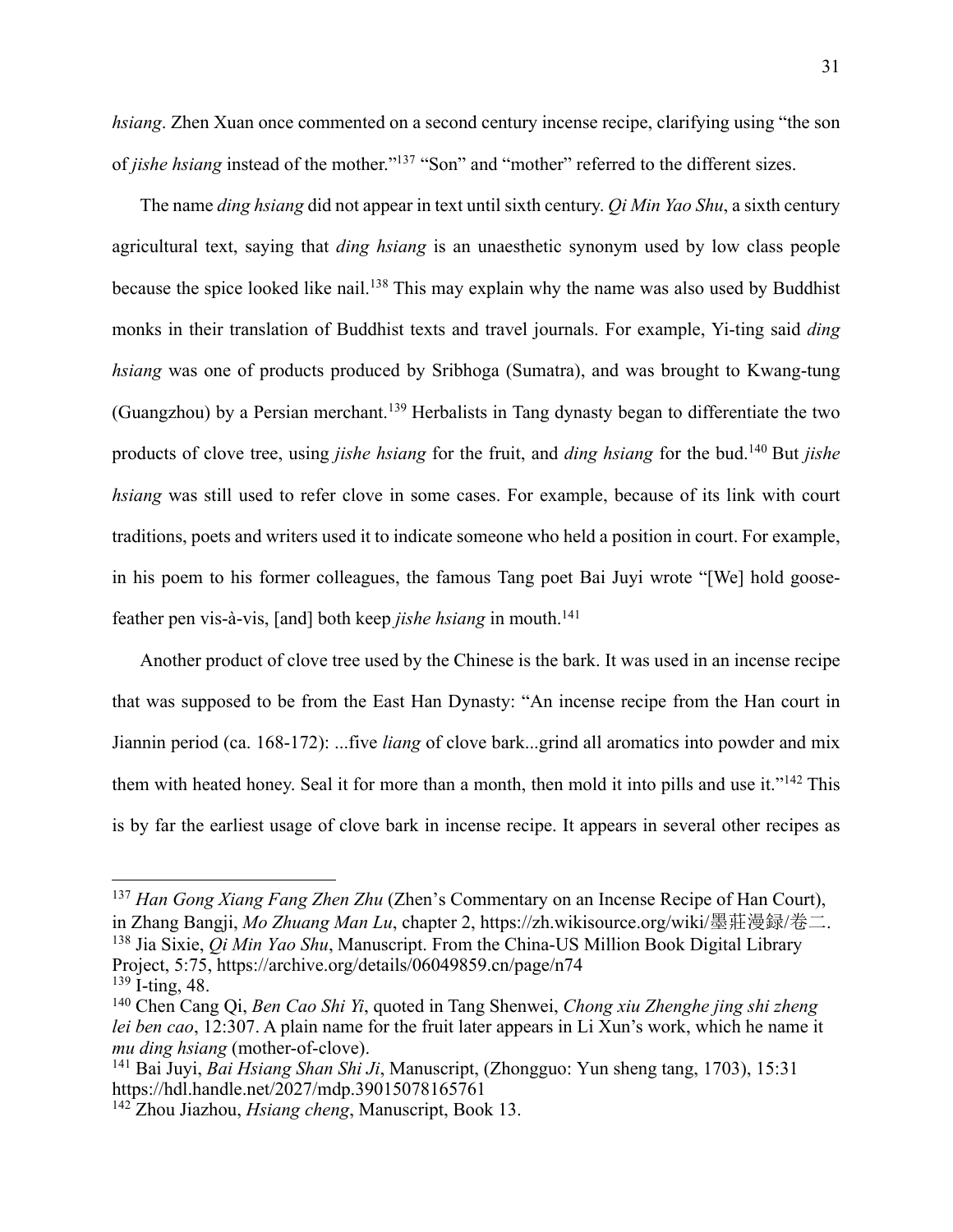*hsiang*. Zhen Xuan once commented on a second century incense recipe, clarifying using "the son of *jishe hsiang* instead of the mother."[137] "Son" and "mother" referred to the different sizes.

The name *ding hsiang* did not appear in text until sixth century. *Qi Min Yao Shu*, a sixth century agricultural text, saying that *ding hsiang* is an unaesthetic synonym used by low class people because the spice looked like nail.[138] This may explain why the name was also used by Buddhist monks in their translation of Buddhist texts and travel journals. For example, Yi-ting said *ding hsiang* was one of products produced by Sribhoga (Sumatra), and was brought to Kwang-tung (Guangzhou) by a Persian merchant.[139] Herbalists in Tang dynasty began to differentiate the two products of clove tree, using *jishe hsiang* for the fruit, and *ding hsiang* for the bud.[140] But *jishe hsiang* was still used to refer clove in some cases. For example, because of its link with court traditions, poets and writers used it to indicate someone who held a position in court. For example, in his poem to his former colleagues, the famous Tang poet Bai Juyi wrote "[We] hold goose-feather pen vis-à-vis, [and] both keep *jishe hsiang* in mouth.[141]

Another product of clove tree used by the Chinese is the bark. It was used in an incense recipe that was supposed to be from the East Han Dynasty: "An incense recipe from the Han court in Jiannin period (ca. 168-172): ...five *liang* of clove bark...grind all aromatics into powder and mix them with heated honey. Seal it for more than a month, then mold it into pills and use it."[142] This is by far the earliest usage of clove bark in incense recipe. It appears in several other recipes as

---

[137] *Han Gong Xiang Fang Zhen Zhu* (Zhen's Commentary on an Incense Recipe of Han Court), in Zhang Bangji, *Mo Zhuang Man Lu*, chapter 2, https://zh.wikisource.org/wiki/墨莊漫録/卷二.

[138] Jia Sixie, *Qi Min Yao Shu*, Manuscript. From the China-US Million Book Digital Library Project, 5:75, https://archive.org/details/06049859.cn/page/n74

[139] I-ting, 48.

[140] Chen Cang Qi, *Ben Cao Shi Yi*, quoted in Tang Shenwei, *Chong xiu Zhenghe jing shi zheng lei ben cao*, 12:307. A plain name for the fruit later appears in Li Xun's work, which he name it *mu ding hsiang* (mother-of-clove).

[141] Bai Juyi, *Bai Hsiang Shan Shi Ji*, Manuscript, (Zhongguo: Yun sheng tang, 1703), 15:31 https://hdl.handle.net/2027/mdp.39015078165761

[142] Zhou Jiazhou, *Hsiang cheng*, Manuscript, Book 13.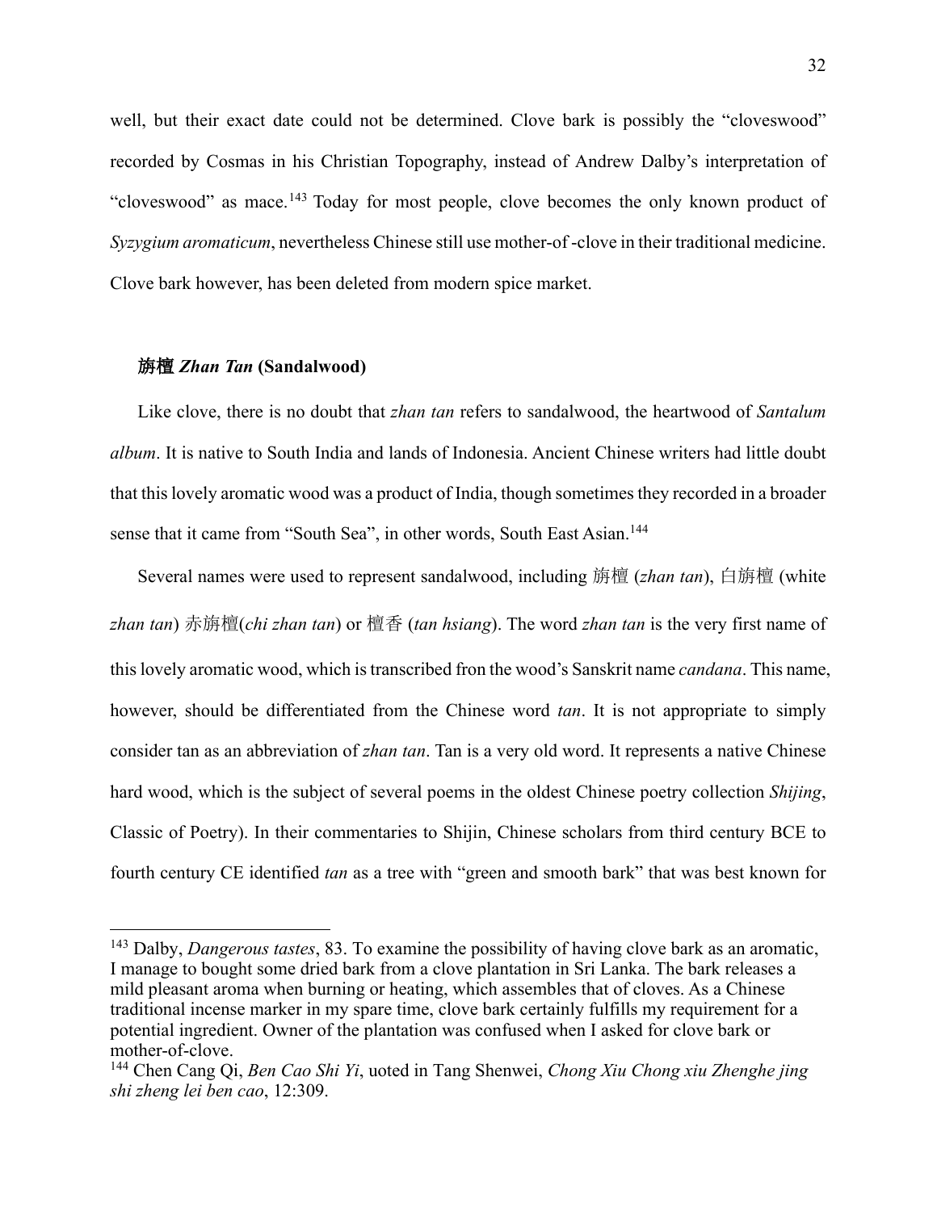well, but their exact date could not be determined. Clove bark is possibly the "cloveswood" recorded by Cosmas in his Christian Topography, instead of Andrew Dalby's interpretation of "cloveswood" as mace.[143] Today for most people, clove becomes the only known product of *Syzygium aromaticum*, nevertheless Chinese still use mother-of -clove in their traditional medicine. Clove bark however, has been deleted from modern spice market.

### 旃檀 *Zhan Tan* (Sandalwood)

Like clove, there is no doubt that *zhan tan* refers to sandalwood, the heartwood of *Santalum album*. It is native to South India and lands of Indonesia. Ancient Chinese writers had little doubt that this lovely aromatic wood was a product of India, though sometimes they recorded in a broader sense that it came from "South Sea", in other words, South East Asian.[144]

Several names were used to represent sandalwood, including 旃檀 (*zhan tan*), 白旃檀 (white *zhan tan*) 赤旃檀(*chi zhan tan*) or 檀香 (*tan hsiang*). The word *zhan tan* is the very first name of this lovely aromatic wood, which is transcribed fron the wood's Sanskrit name *candana*. This name, however, should be differentiated from the Chinese word *tan*. It is not appropriate to simply consider tan as an abbreviation of *zhan tan*. Tan is a very old word. It represents a native Chinese hard wood, which is the subject of several poems in the oldest Chinese poetry collection *Shijing*, Classic of Poetry). In their commentaries to Shijin, Chinese scholars from third century BCE to fourth century CE identified *tan* as a tree with "green and smooth bark" that was best known for

---

[143] Dalby, *Dangerous tastes*, 83. To examine the possibility of having clove bark as an aromatic, I manage to bought some dried bark from a clove plantation in Sri Lanka. The bark releases a mild pleasant aroma when burning or heating, which assembles that of cloves. As a Chinese traditional incense marker in my spare time, clove bark certainly fulfills my requirement for a potential ingredient. Owner of the plantation was confused when I asked for clove bark or mother-of-clove.

[144] Chen Cang Qi, *Ben Cao Shi Yi*, uoted in Tang Shenwei, *Chong Xiu Chong xiu Zhenghe jing shi zheng lei ben cao*, 12:309.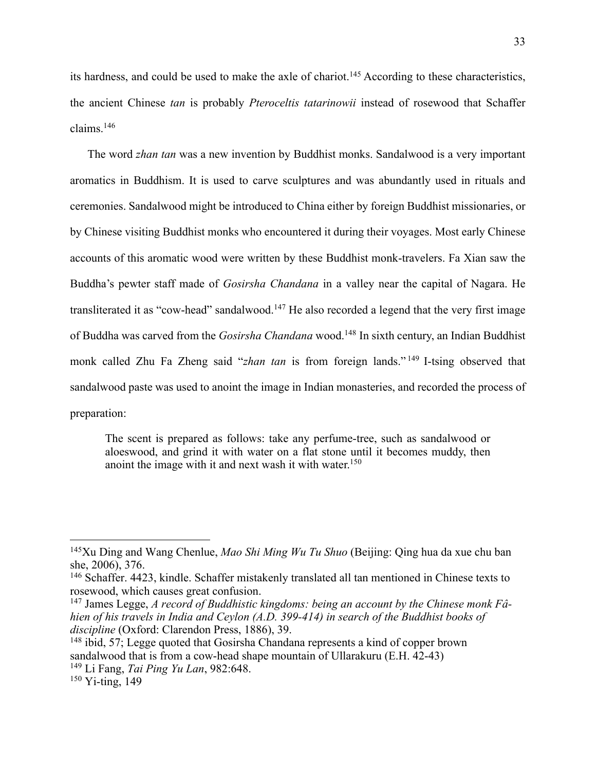its hardness, and could be used to make the axle of chariot.[145] According to these characteristics, the ancient Chinese *tan* is probably *Pteroceltis tatarinowii* instead of rosewood that Schaffer claims.[146]

The word *zhan tan* was a new invention by Buddhist monks. Sandalwood is a very important aromatics in Buddhism. It is used to carve sculptures and was abundantly used in rituals and ceremonies. Sandalwood might be introduced to China either by foreign Buddhist missionaries, or by Chinese visiting Buddhist monks who encountered it during their voyages. Most early Chinese accounts of this aromatic wood were written by these Buddhist monk-travelers. Fa Xian saw the Buddha's pewter staff made of *Gosirsha Chandana* in a valley near the capital of Nagara. He transliterated it as "cow-head" sandalwood.[147] He also recorded a legend that the very first image of Buddha was carved from the *Gosirsha Chandana* wood.[148] In sixth century, an Indian Buddhist monk called Zhu Fa Zheng said "*zhan tan* is from foreign lands."[149] I-tsing observed that sandalwood paste was used to anoint the image in Indian monasteries, and recorded the process of preparation:

> The scent is prepared as follows: take any perfume-tree, such as sandalwood or aloeswood, and grind it with water on a flat stone until it becomes muddy, then anoint the image with it and next wash it with water.[150]

---

[145] Xu Ding and Wang Chenlue, *Mao Shi Ming Wu Tu Shuo* (Beijing: Qing hua da xue chu ban she, 2006), 376.

[146] Schaffer. 4423, kindle. Schaffer mistakenly translated all tan mentioned in Chinese texts to rosewood, which causes great confusion.

[147] James Legge, *A record of Buddhistic kingdoms: being an account by the Chinese monk Fâ-hien of his travels in India and Ceylon (A.D. 399-414) in search of the Buddhist books of discipline* (Oxford: Clarendon Press, 1886), 39.

[148] ibid, 57; Legge quoted that Gosirsha Chandana represents a kind of copper brown sandalwood that is from a cow-head shape mountain of Ullarakuru (E.H. 42-43)

[149] Li Fang, *Tai Ping Yu Lan*, 982:648.

[150] Yi-ting, 149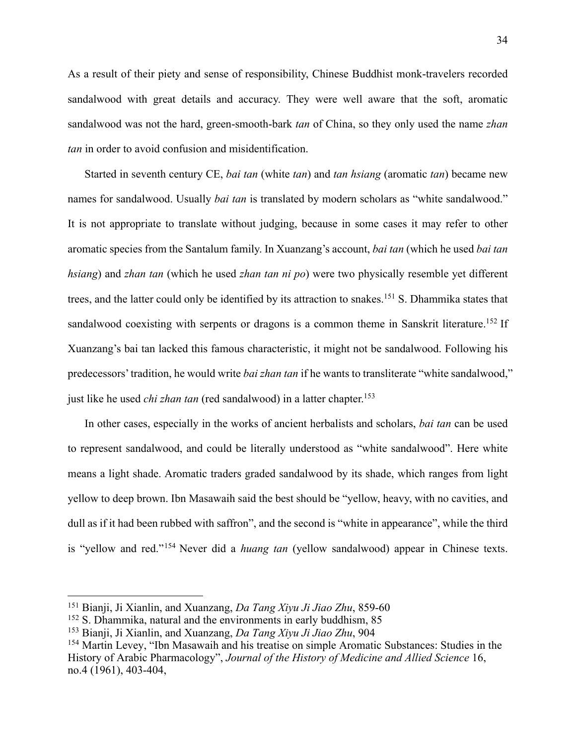As a result of their piety and sense of responsibility, Chinese Buddhist monk-travelers recorded sandalwood with great details and accuracy. They were well aware that the soft, aromatic sandalwood was not the hard, green-smooth-bark *tan* of China, so they only used the name *zhan tan* in order to avoid confusion and misidentification.

Started in seventh century CE, *bai tan* (white *tan*) and *tan hsiang* (aromatic *tan*) became new names for sandalwood. Usually *bai tan* is translated by modern scholars as "white sandalwood." It is not appropriate to translate without judging, because in some cases it may refer to other aromatic species from the Santalum family. In Xuanzang's account, *bai tan* (which he used *bai tan hsiang*) and *zhan tan* (which he used *zhan tan ni po*) were two physically resemble yet different trees, and the latter could only be identified by its attraction to snakes.[151] S. Dhammika states that sandalwood coexisting with serpents or dragons is a common theme in Sanskrit literature.[152] If Xuanzang's bai tan lacked this famous characteristic, it might not be sandalwood. Following his predecessors' tradition, he would write *bai zhan tan* if he wants to transliterate "white sandalwood," just like he used *chi zhan tan* (red sandalwood) in a latter chapter.[153]

In other cases, especially in the works of ancient herbalists and scholars, *bai tan* can be used to represent sandalwood, and could be literally understood as "white sandalwood". Here white means a light shade. Aromatic traders graded sandalwood by its shade, which ranges from light yellow to deep brown. Ibn Masawaih said the best should be "yellow, heavy, with no cavities, and dull as if it had been rubbed with saffron", and the second is "white in appearance", while the third is "yellow and red."[154] Never did a *huang tan* (yellow sandalwood) appear in Chinese texts.

---

[151] Bianji, Ji Xianlin, and Xuanzang, *Da Tang Xiyu Ji Jiao Zhu*, 859-60

[152] S. Dhammika, natural and the environments in early buddhism, 85

[153] Bianji, Ji Xianlin, and Xuanzang, *Da Tang Xiyu Ji Jiao Zhu*, 904

[154] Martin Levey, "Ibn Masawaih and his treatise on simple Aromatic Substances: Studies in the History of Arabic Pharmacology", *Journal of the History of Medicine and Allied Science* 16, no.4 (1961), 403-404,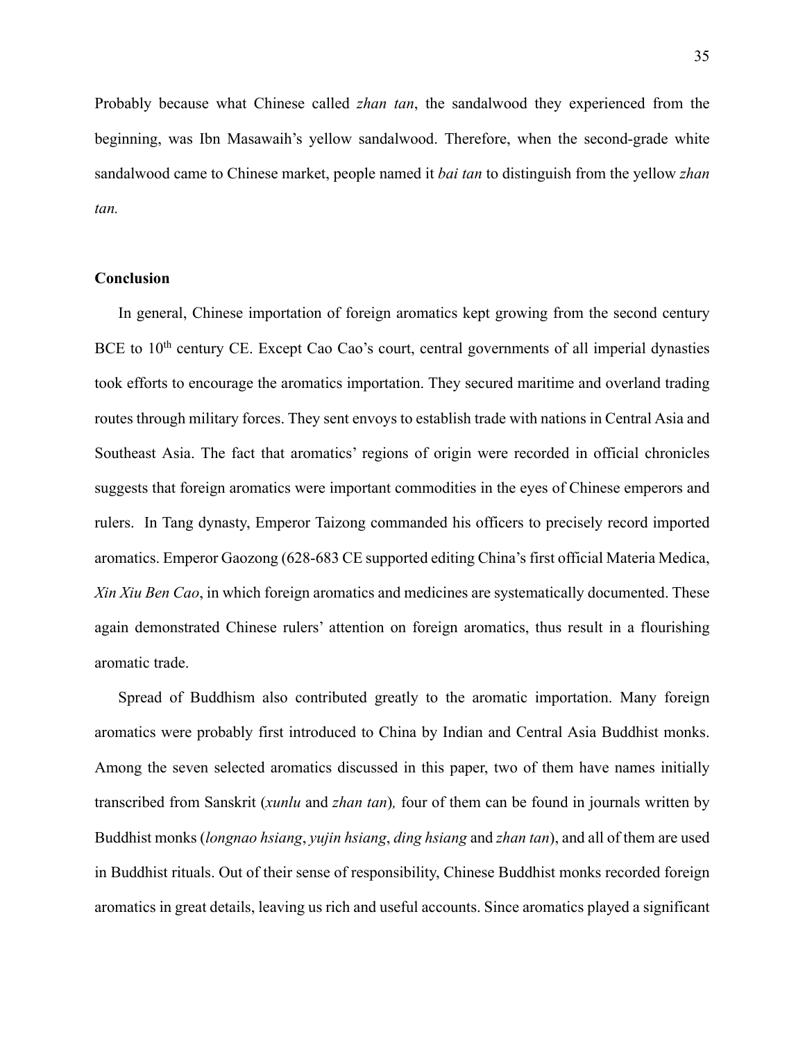Probably because what Chinese called *zhan tan*, the sandalwood they experienced from the beginning, was Ibn Masawaih's yellow sandalwood. Therefore, when the second-grade white sandalwood came to Chinese market, people named it *bai tan* to distinguish from the yellow *zhan tan.*

**Conclusion**

In general, Chinese importation of foreign aromatics kept growing from the second century BCE to 10th century CE. Except Cao Cao's court, central governments of all imperial dynasties took efforts to encourage the aromatics importation. They secured maritime and overland trading routes through military forces. They sent envoys to establish trade with nations in Central Asia and Southeast Asia. The fact that aromatics' regions of origin were recorded in official chronicles suggests that foreign aromatics were important commodities in the eyes of Chinese emperors and rulers. In Tang dynasty, Emperor Taizong commanded his officers to precisely record imported aromatics. Emperor Gaozong (628-683 CE supported editing China's first official Materia Medica, *Xin Xiu Ben Cao*, in which foreign aromatics and medicines are systematically documented. These again demonstrated Chinese rulers' attention on foreign aromatics, thus result in a flourishing aromatic trade.

Spread of Buddhism also contributed greatly to the aromatic importation. Many foreign aromatics were probably first introduced to China by Indian and Central Asia Buddhist monks. Among the seven selected aromatics discussed in this paper, two of them have names initially transcribed from Sanskrit (*xunlu* and *zhan tan*), four of them can be found in journals written by Buddhist monks (*longnao hsiang*, *yujin hsiang*, *ding hsiang* and *zhan tan*), and all of them are used in Buddhist rituals. Out of their sense of responsibility, Chinese Buddhist monks recorded foreign aromatics in great details, leaving us rich and useful accounts. Since aromatics played a significant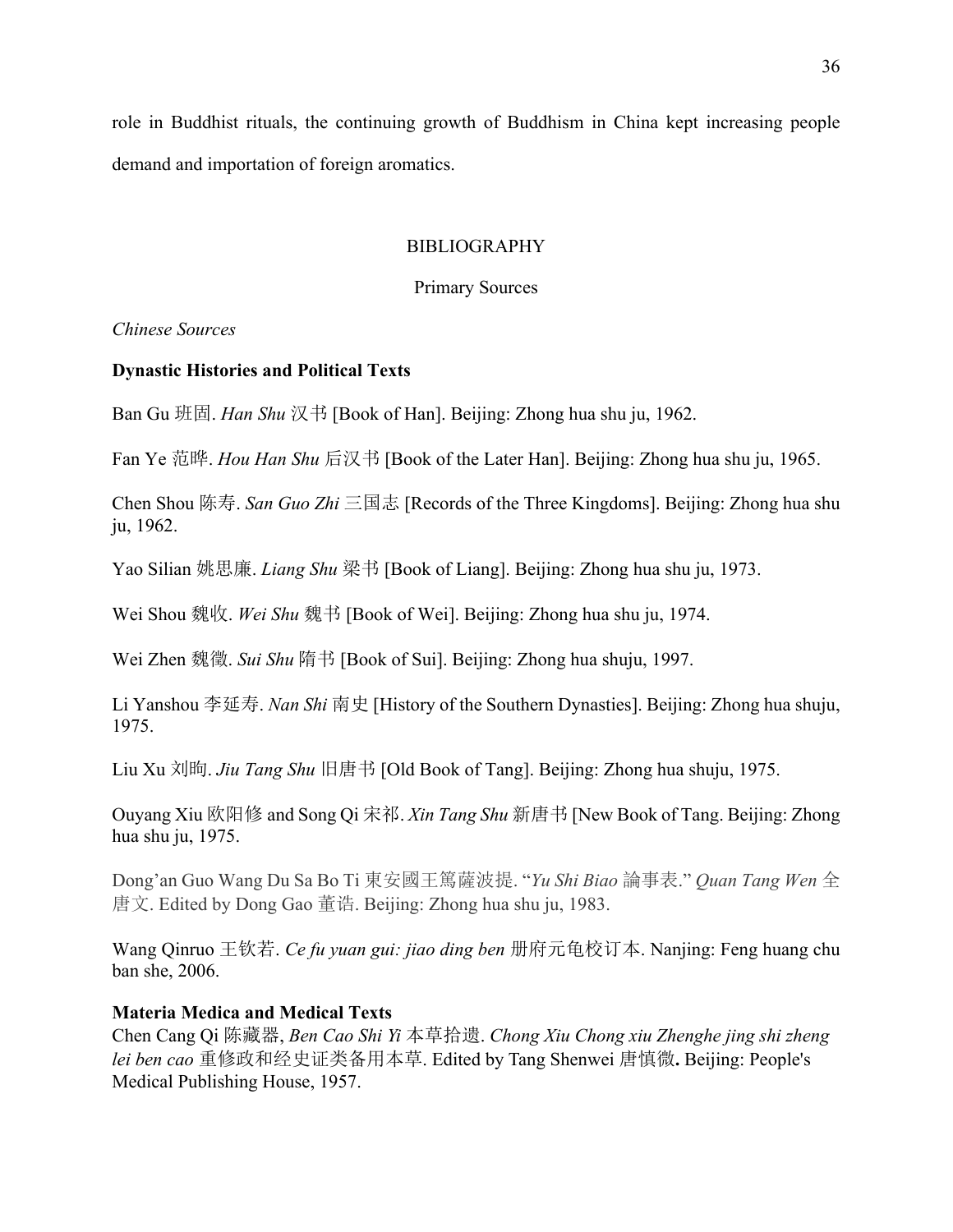role in Buddhist rituals, the continuing growth of Buddhism in China kept increasing people demand and importation of foreign aromatics.

# BIBLIOGRAPHY

## Primary Sources

*Chinese Sources*

### Dynastic Histories and Political Texts

Ban Gu 班固. *Han Shu* 汉书 [Book of Han]. Beijing: Zhong hua shu ju, 1962.

Fan Ye 范晔. *Hou Han Shu* 后汉书 [Book of the Later Han]. Beijing: Zhong hua shu ju, 1965.

Chen Shou 陈寿. *San Guo Zhi* 三国志 [Records of the Three Kingdoms]. Beijing: Zhong hua shu ju, 1962.

Yao Silian 姚思廉. *Liang Shu* 梁书 [Book of Liang]. Beijing: Zhong hua shu ju, 1973.

Wei Shou 魏收. *Wei Shu* 魏书 [Book of Wei]. Beijing: Zhong hua shu ju, 1974.

Wei Zhen 魏徵. *Sui Shu* 隋书 [Book of Sui]. Beijing: Zhong hua shuju, 1997.

Li Yanshou 李延寿. *Nan Shi* 南史 [History of the Southern Dynasties]. Beijing: Zhong hua shuju, 1975.

Liu Xu 刘昫. *Jiu Tang Shu* 旧唐书 [Old Book of Tang]. Beijing: Zhong hua shuju, 1975.

Ouyang Xiu 欧阳修 and Song Qi 宋祁. *Xin Tang Shu* 新唐书 [New Book of Tang. Beijing: Zhong hua shu ju, 1975.

Dong'an Guo Wang Du Sa Bo Ti 東安國王篤薩波提. "*Yu Shi Biao* 論事表." *Quan Tang Wen* 全唐文. Edited by Dong Gao 董诰. Beijing: Zhong hua shu ju, 1983.

Wang Qinruo 王钦若. *Ce fu yuan gui: jiao ding ben* 册府元龟校订本. Nanjing: Feng huang chu ban she, 2006.

### Materia Medica and Medical Texts

Chen Cang Qi 陈藏器, *Ben Cao Shi Yi* 本草拾遗. *Chong Xiu Chong xiu Zhenghe jing shi zheng lei ben cao* 重修政和经史证类备用本草. Edited by Tang Shenwei 唐慎微**.** Beijing: People's Medical Publishing House, 1957.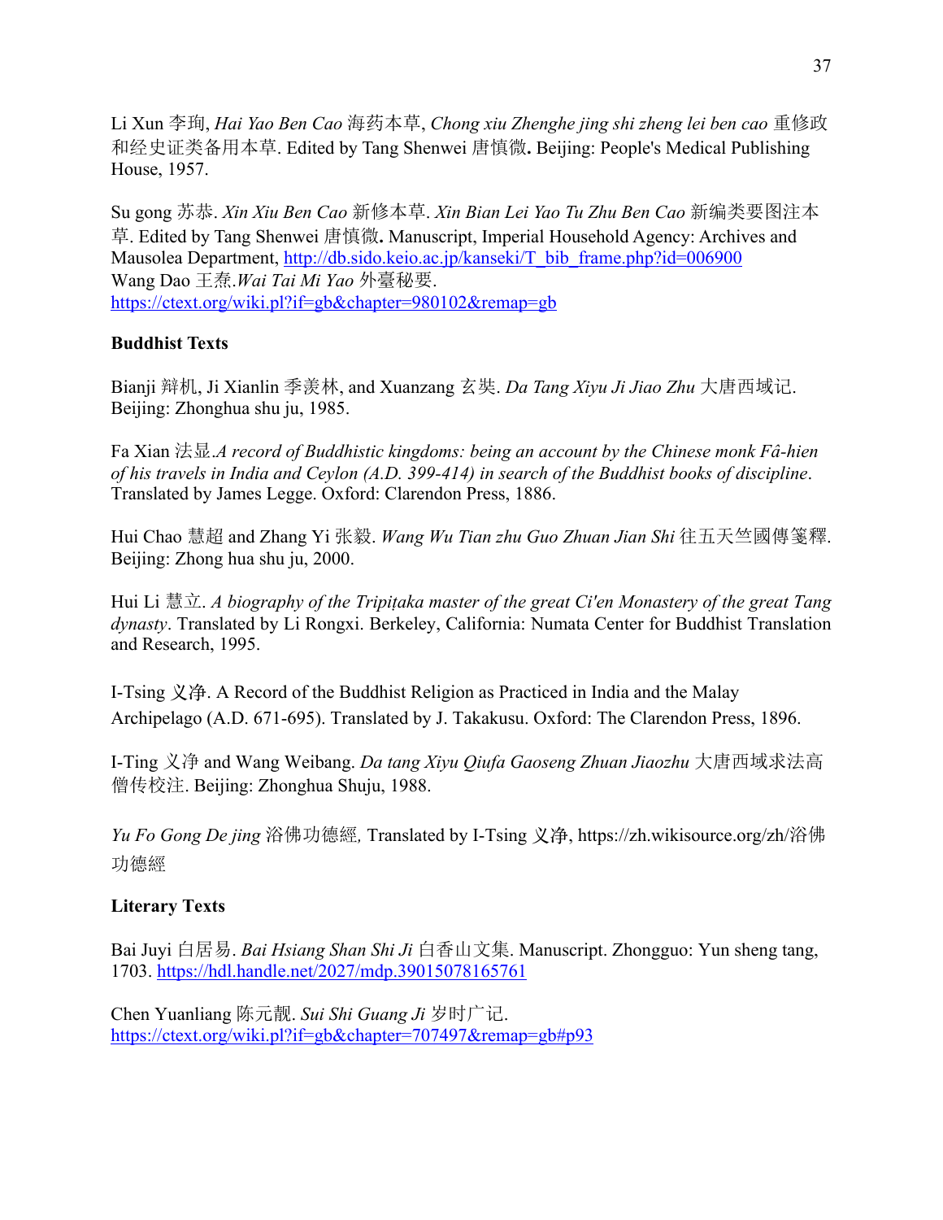Li Xun 李珣, *Hai Yao Ben Cao* 海药本草, *Chong xiu Zhenghe jing shi zheng lei ben cao* 重修政和经史证类备用本草. Edited by Tang Shenwei 唐慎微**.** Beijing: People's Medical Publishing House, 1957.

Su gong 苏恭. *Xin Xiu Ben Cao* 新修本草. *Xin Bian Lei Yao Tu Zhu Ben Cao* 新编类要图注本草. Edited by Tang Shenwei 唐慎微**.** Manuscript, Imperial Household Agency: Archives and Mausolea Department, http://db.sido.keio.ac.jp/kanseki/T_bib_frame.php?id=006900
Wang Dao 王焘.*Wai Tai Mi Yao* 外臺秘要.
https://ctext.org/wiki.pl?if=gb&chapter=980102&remap=gb

**Buddhist Texts**

Bianji 辩机, Ji Xianlin 季羡林, and Xuanzang 玄奘. *Da Tang Xiyu Ji Jiao Zhu* 大唐西域记. Beijing: Zhonghua shu ju, 1985.

Fa Xian 法显.*A record of Buddhistic kingdoms: being an account by the Chinese monk Fâ-hien of his travels in India and Ceylon (A.D. 399-414) in search of the Buddhist books of discipline*. Translated by James Legge. Oxford: Clarendon Press, 1886.

Hui Chao 慧超 and Zhang Yi 张毅. *Wang Wu Tian zhu Guo Zhuan Jian Shi* 往五天竺國傳箋釋. Beijing: Zhong hua shu ju, 2000.

Hui Li 慧立. *A biography of the Tripiṭaka master of the great Ci'en Monastery of the great Tang dynasty*. Translated by Li Rongxi. Berkeley, California: Numata Center for Buddhist Translation and Research, 1995.

I-Tsing 义净. A Record of the Buddhist Religion as Practiced in India and the Malay Archipelago (A.D. 671-695). Translated by J. Takakusu. Oxford: The Clarendon Press, 1896.

I-Ting 义净 and Wang Weibang. *Da tang Xiyu Qiufa Gaoseng Zhuan Jiaozhu* 大唐西域求法高僧传校注. Beijing: Zhonghua Shuju, 1988.

*Yu Fo Gong De jing* 浴佛功德經*,* Translated by I-Tsing 义净, https://zh.wikisource.org/zh/浴佛功德經

**Literary Texts**

Bai Juyi 白居易. *Bai Hsiang Shan Shi Ji* 白香山文集. Manuscript. Zhongguo: Yun sheng tang, 1703. https://hdl.handle.net/2027/mdp.39015078165761

Chen Yuanliang 陈元靓. *Sui Shi Guang Ji* 岁时广记.
https://ctext.org/wiki.pl?if=gb&chapter=707497&remap=gb#p93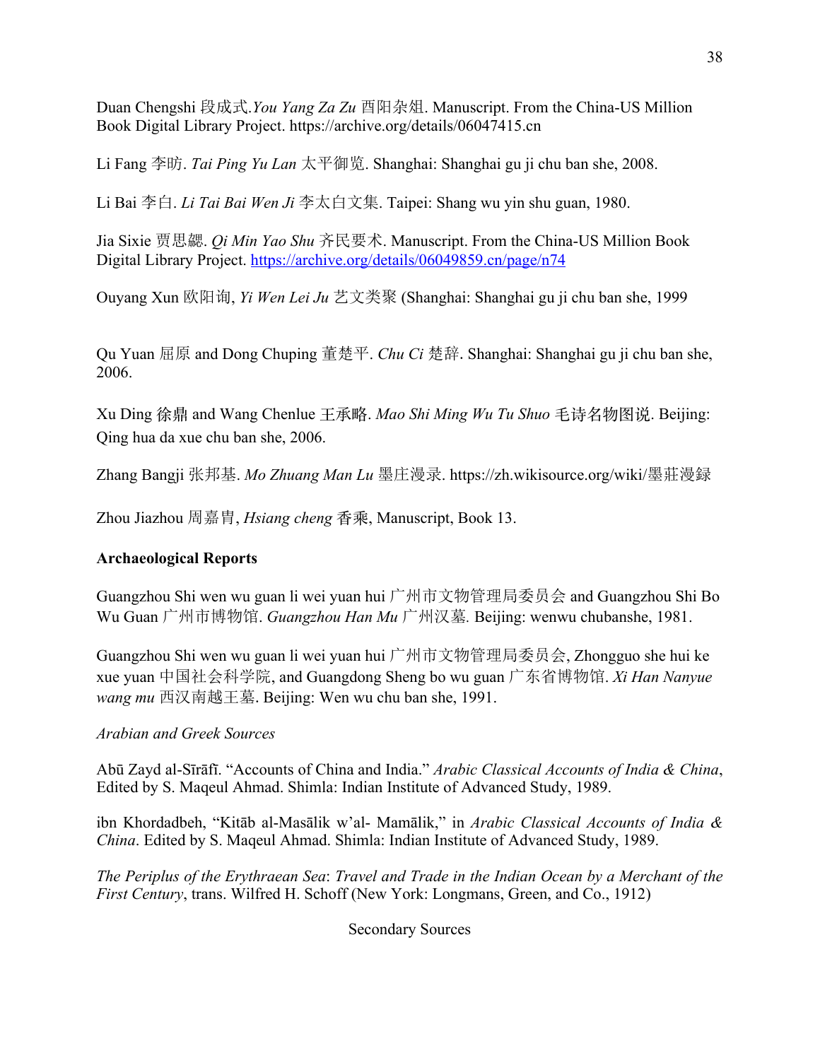Duan Chengshi 段成式.*You Yang Za Zu* 酉阳杂俎. Manuscript. From the China-US Million Book Digital Library Project. https://archive.org/details/06047415.cn

Li Fang 李昉. *Tai Ping Yu Lan* 太平御览. Shanghai: Shanghai gu ji chu ban she, 2008.

Li Bai 李白. *Li Tai Bai Wen Ji* 李太白文集. Taipei: Shang wu yin shu guan, 1980.

Jia Sixie 贾思勰. *Qi Min Yao Shu* 齐民要术. Manuscript. From the China-US Million Book Digital Library Project. https://archive.org/details/06049859.cn/page/n74

Ouyang Xun 欧阳询, *Yi Wen Lei Ju* 艺文类聚 (Shanghai: Shanghai gu ji chu ban she, 1999

Qu Yuan 屈原 and Dong Chuping 董楚平. *Chu Ci* 楚辞. Shanghai: Shanghai gu ji chu ban she, 2006.

Xu Ding 徐鼎 and Wang Chenlue 王承略. *Mao Shi Ming Wu Tu Shuo* 毛诗名物图说. Beijing: Qing hua da xue chu ban she, 2006.

Zhang Bangji 张邦基. *Mo Zhuang Man Lu* 墨庄漫录. https://zh.wikisource.org/wiki/墨莊漫録

Zhou Jiazhou 周嘉胄, *Hsiang cheng* 香乘, Manuscript, Book 13.

**Archaeological Reports**

Guangzhou Shi wen wu guan li wei yuan hui 广州市文物管理局委员会 and Guangzhou Shi Bo Wu Guan 广州市博物馆. *Guangzhou Han Mu* 广州汉墓. Beijing: wenwu chubanshe, 1981.

Guangzhou Shi wen wu guan li wei yuan hui 广州市文物管理局委员会, Zhongguo she hui ke xue yuan 中国社会科学院, and Guangdong Sheng bo wu guan 广东省博物馆. *Xi Han Nanyue wang mu* 西汉南越王墓. Beijing: Wen wu chu ban she, 1991.

*Arabian and Greek Sources*

Abū Zayd al-Sīrāfī. "Accounts of China and India." *Arabic Classical Accounts of India & China*, Edited by S. Maqeul Ahmad. Shimla: Indian Institute of Advanced Study, 1989.

ibn Khordadbeh, "Kitāb al-Masālik w'al- Mamālik," in *Arabic Classical Accounts of India & China*. Edited by S. Maqeul Ahmad. Shimla: Indian Institute of Advanced Study, 1989.

*The Periplus of the Erythraean Sea*: *Travel and Trade in the Indian Ocean by a Merchant of the First Century*, trans. Wilfred H. Schoff (New York: Longmans, Green, and Co., 1912)

Secondary Sources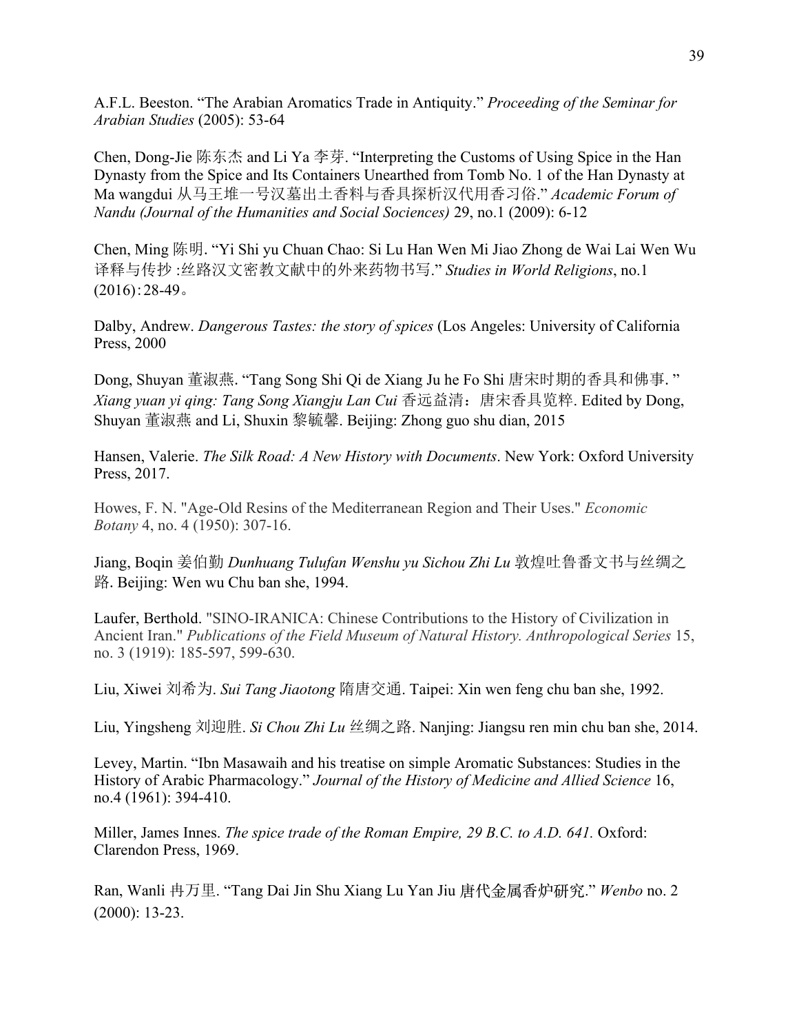A.F.L. Beeston. “The Arabian Aromatics Trade in Antiquity.” *Proceeding of the Seminar for Arabian Studies* (2005): 53-64

Chen, Dong-Jie 陈东杰 and Li Ya 李芽. “Interpreting the Customs of Using Spice in the Han Dynasty from the Spice and Its Containers Unearthed from Tomb No. 1 of the Han Dynasty at Ma wangdui 从马王堆一号汉墓出土香料与香具探析汉代用香习俗.” *Academic Forum of Nandu (Journal of the Humanities and Social Sociences)* 29, no.1 (2009): 6-12

Chen, Ming 陈明. “Yi Shi yu Chuan Chao: Si Lu Han Wen Mi Jiao Zhong de Wai Lai Wen Wu 译释与传抄 :丝路汉文密教文献中的外来药物书写.” *Studies in World Religions*, no.1 (2016)：28-49。

Dalby, Andrew. *Dangerous Tastes: the story of spices* (Los Angeles: University of California Press, 2000

Dong, Shuyan 董淑燕. “Tang Song Shi Qi de Xiang Ju he Fo Shi 唐宋时期的香具和佛事. ” *Xiang yuan yi qing: Tang Song Xiangju Lan Cui* 香远益清：唐宋香具览粹. Edited by Dong, Shuyan 董淑燕 and Li, Shuxin 黎毓馨. Beijing: Zhong guo shu dian, 2015

Hansen, Valerie. *The Silk Road: A New History with Documents*. New York: Oxford University Press, 2017.

Howes, F. N. "Age-Old Resins of the Mediterranean Region and Their Uses." *Economic Botany* 4, no. 4 (1950): 307-16.

Jiang, Boqin 姜伯勤 *Dunhuang Tulufan Wenshu yu Sichou Zhi Lu* 敦煌吐鲁番文书与丝绸之路. Beijing: Wen wu Chu ban she, 1994.

Laufer, Berthold. "SINO-IRANICA: Chinese Contributions to the History of Civilization in Ancient Iran." *Publications of the Field Museum of Natural History. Anthropological Series* 15, no. 3 (1919): 185-597, 599-630.

Liu, Xiwei 刘希为. *Sui Tang Jiaotong* 隋唐交通. Taipei: Xin wen feng chu ban she, 1992.

Liu, Yingsheng 刘迎胜. *Si Chou Zhi Lu* 丝绸之路. Nanjing: Jiangsu ren min chu ban she, 2014.

Levey, Martin. “Ibn Masawaih and his treatise on simple Aromatic Substances: Studies in the History of Arabic Pharmacology.” *Journal of the History of Medicine and Allied Science* 16, no.4 (1961): 394-410.

Miller, James Innes. *The spice trade of the Roman Empire, 29 B.C. to A.D. 641.* Oxford: Clarendon Press, 1969.

Ran, Wanli 冉万里. “Tang Dai Jin Shu Xiang Lu Yan Jiu 唐代金属香炉研究.” *Wenbo* no. 2 (2000): 13-23.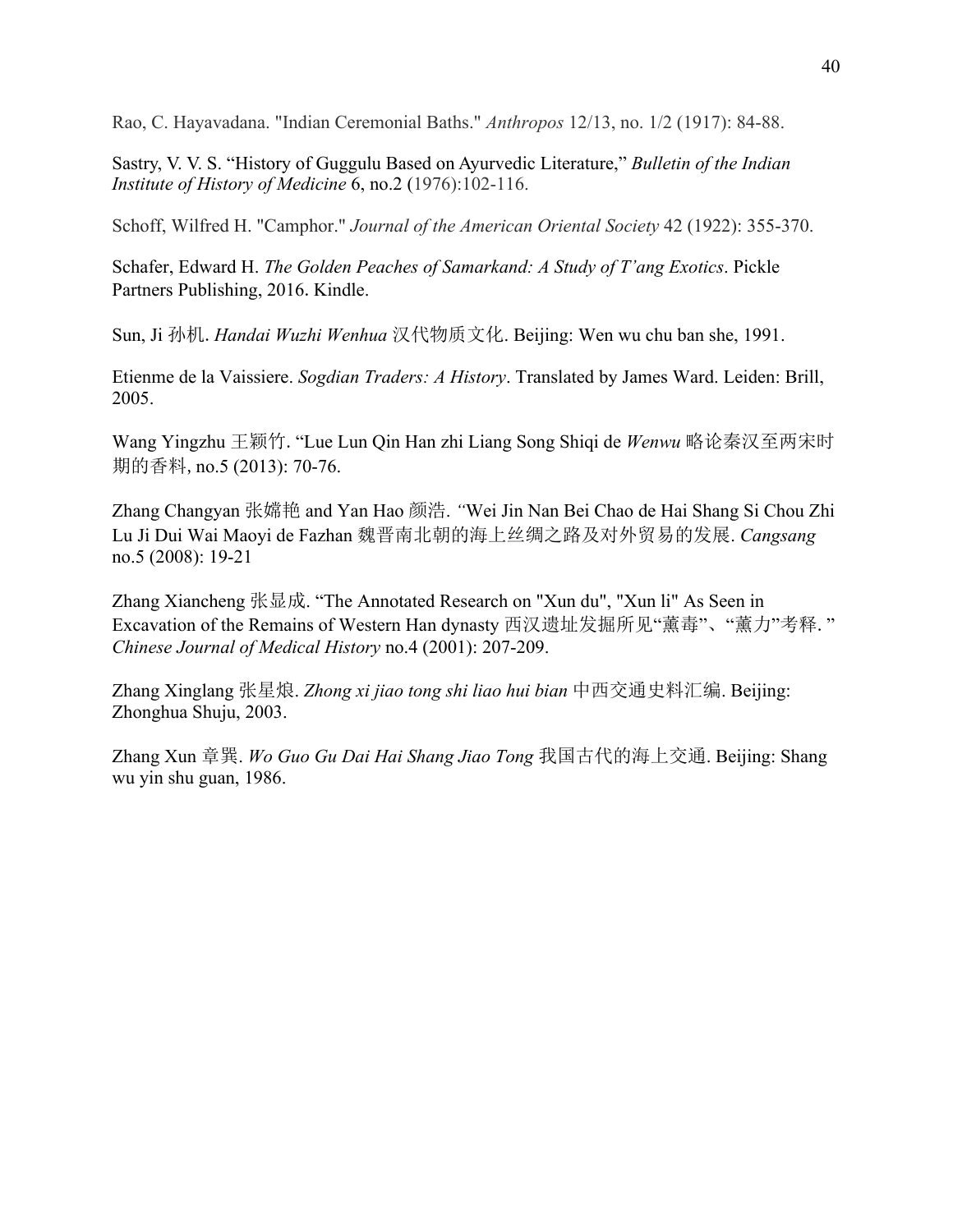Rao, C. Hayavadana. "Indian Ceremonial Baths." *Anthropos* 12/13, no. 1/2 (1917): 84-88.

Sastry, V. V. S. "History of Guggulu Based on Ayurvedic Literature," *Bulletin of the Indian Institute of History of Medicine* 6, no.2 (1976):102-116.

Schoff, Wilfred H. "Camphor." *Journal of the American Oriental Society* 42 (1922): 355-370.

Schafer, Edward H. *The Golden Peaches of Samarkand: A Study of T'ang Exotics*. Pickle Partners Publishing, 2016. Kindle.

Sun, Ji 孙机. *Handai Wuzhi Wenhua* 汉代物质文化. Beijing: Wen wu chu ban she, 1991.

Etienme de la Vaissiere. *Sogdian Traders: A History*. Translated by James Ward. Leiden: Brill, 2005.

Wang Yingzhu 王颖竹. "Lue Lun Qin Han zhi Liang Song Shiqi de *Wenwu* 略论秦汉至两宋时期的香料, no.5 (2013): 70-76.

Zhang Changyan 张嫦艳 and Yan Hao 颜浩. *"*Wei Jin Nan Bei Chao de Hai Shang Si Chou Zhi Lu Ji Dui Wai Maoyi de Fazhan 魏晋南北朝的海上丝绸之路及对外贸易的发展. *Cangsang* no.5 (2008): 19-21

Zhang Xiancheng 张显成. "The Annotated Research on "Xun du", "Xun li" As Seen in Excavation of the Remains of Western Han dynasty 西汉遗址发掘所见"薰毒"、"薰力"考释. " *Chinese Journal of Medical History* no.4 (2001): 207-209.

Zhang Xinglang 张星烺. *Zhong xi jiao tong shi liao hui bian* 中西交通史料汇编. Beijing: Zhonghua Shuju, 2003.

Zhang Xun 章巽. *Wo Guo Gu Dai Hai Shang Jiao Tong* 我国古代的海上交通. Beijing: Shang wu yin shu guan, 1986.